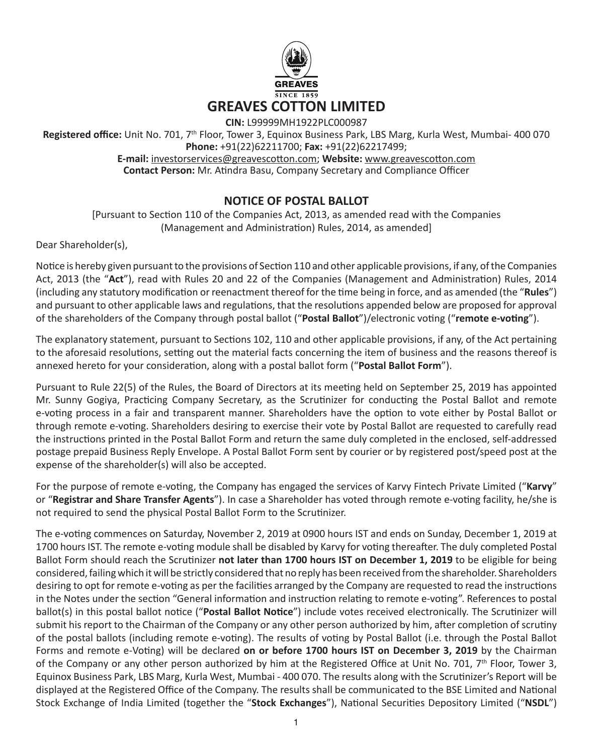# GREAVES COTTON LIMITED

**CIN:** L99999MH1922PLC000987

**Registered office:** Unit No. 701, 7th Floor, Tower 3, Equinox Business Park, LBS Marg, Kurla West, Mumbai- 400 070

**Phone:** +91(22)62211700; **Fax:** +91(22)62217499;

**E-mail:** investorservices@greavescotton.com; **Website:** www.greavescotton.com

**Contact Person:** Mr. Atindra Basu, Company Secretary and Compliance Officer

## NOTICE OF POSTAL BALLOT

[Pursuant to Section 110 of the Companies Act, 2013, as amended read with the Companies (Management and Administration) Rules, 2014, as amended]

Dear Shareholder(s),

Notice is hereby given pursuant to the provisions of Section 110 and other applicable provisions, if any, of the Companies Act, 2013 (the "**Act**"), read with Rules 20 and 22 of the Companies (Management and Administration) Rules, 2014 (including any statutory modification or reenactment thereof for the time being in force, and as amended (the "**Rules**") and pursuant to other applicable laws and regulations, that the resolutions appended below are proposed for approval of the shareholders of the Company through postal ballot ("**Postal Ballot**")/electronic voting ("**remote e-voting**").

The explanatory statement, pursuant to Sections 102, 110 and other applicable provisions, if any, of the Act pertaining to the aforesaid resolutions, setting out the material facts concerning the item of business and the reasons thereof is annexed hereto for your consideration, along with a postal ballot form ("**Postal Ballot Form**").

Pursuant to Rule 22(5) of the Rules, the Board of Directors at its meeting held on September 25, 2019 has appointed Mr. Sunny Gogiya, Practicing Company Secretary, as the Scrutinizer for conducting the Postal Ballot and remote e-voting process in a fair and transparent manner. Shareholders have the option to vote either by Postal Ballot or through remote e-voting. Shareholders desiring to exercise their vote by Postal Ballot are requested to carefully read the instructions printed in the Postal Ballot Form and return the same duly completed in the enclosed, self-addressed postage prepaid Business Reply Envelope. A Postal Ballot Form sent by courier or by registered post/speed post at the expense of the shareholder(s) will also be accepted.

For the purpose of remote e-voting, the Company has engaged the services of Karvy Fintech Private Limited ("**Karvy**" or "**Registrar and Share Transfer Agents**"). In case a Shareholder has voted through remote e-voting facility, he/she is not required to send the physical Postal Ballot Form to the Scrutinizer.

The e-voting commences on Saturday, November 2, 2019 at 0900 hours IST and ends on Sunday, December 1, 2019 at 1700 hours IST. The remote e-voting module shall be disabled by Karvy for voting thereafter. The duly completed Postal Ballot Form should reach the Scrutinizer **not later than 1700 hours IST on December 1, 2019** to be eligible for being considered, failing which it will be strictly considered that no reply has been received from the shareholder. Shareholders desiring to opt for remote e-voting as per the facilities arranged by the Company are requested to read the instructions in the Notes under the section "General information and instruction relating to remote e-voting". References to postal ballot(s) in this postal ballot notice ("**Postal Ballot Notice**") include votes received electronically. The Scrutinizer will submit his report to the Chairman of the Company or any other person authorized by him, after completion of scrutiny of the postal ballots (including remote e-voting). The results of voting by Postal Ballot (i.e. through the Postal Ballot Forms and remote e-Voting) will be declared **on or before 1700 hours IST on December 3, 2019** by the Chairman of the Company or any other person authorized by him at the Registered Office at Unit No. 701, 7th Floor, Tower 3, Equinox Business Park, LBS Marg, Kurla West, Mumbai - 400 070. The results along with the Scrutinizer's Report will be displayed at the Registered Office of the Company. The results shall be communicated to the BSE Limited and National Stock Exchange of India Limited (together the "**Stock Exchanges**"), National Securities Depository Limited ("**NSDL**")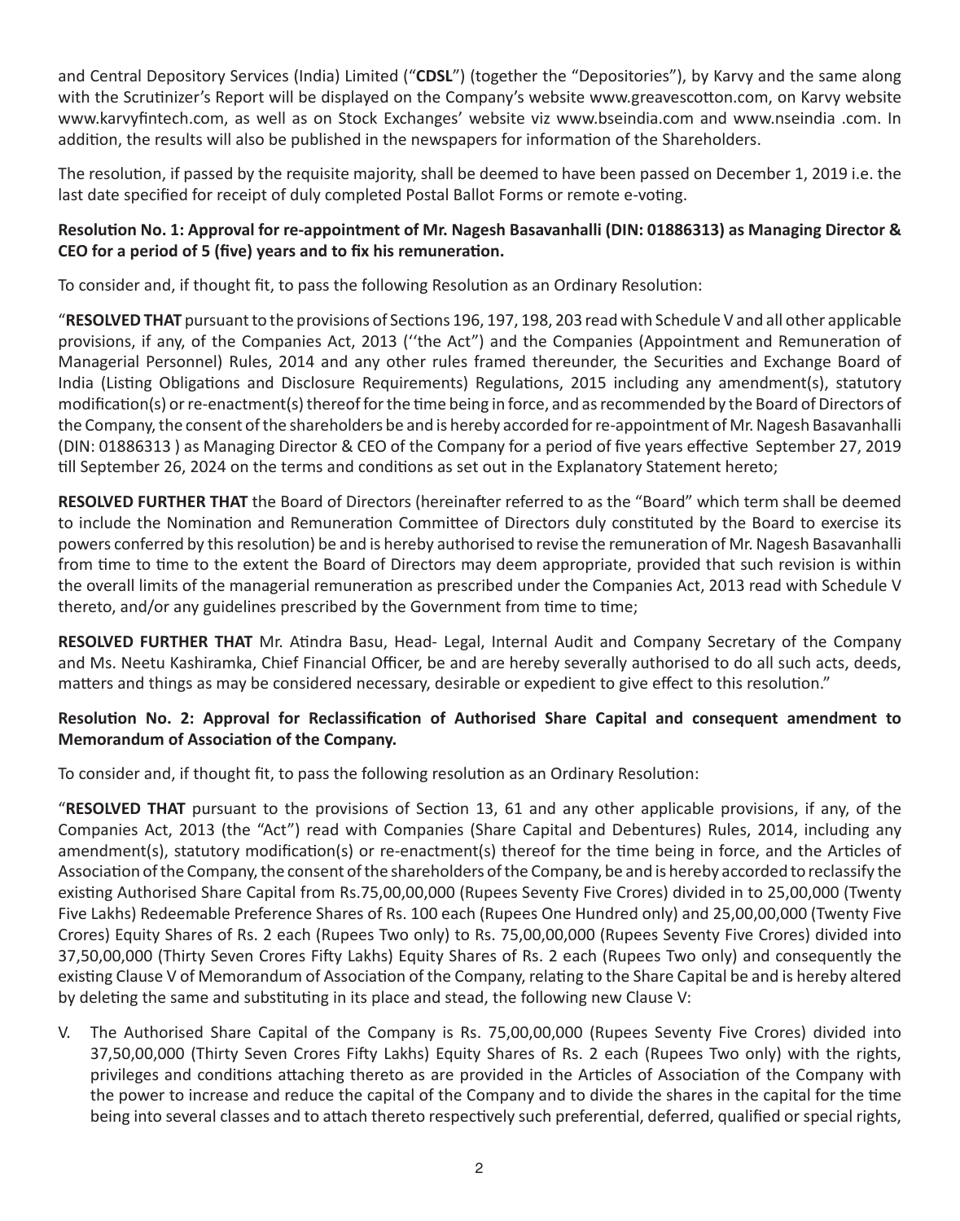and Central Depository Services (India) Limited ("**CDSL**") (together the "Depositories"), by Karvy and the same along with the Scrutinizer's Report will be displayed on the Company's website www.greavescotton.com, on Karvy website www.karvyfintech.com, as well as on Stock Exchanges' website viz www.bseindia.com and www.nseindia .com. In addition, the results will also be published in the newspapers for information of the Shareholders.

The resolution, if passed by the requisite majority, shall be deemed to have been passed on December 1, 2019 i.e. the last date specified for receipt of duly completed Postal Ballot Forms or remote e-voting.

**Resolution No. 1: Approval for re-appointment of Mr. Nagesh Basavanhalli (DIN: 01886313) as Managing Director & CEO for a period of 5 (five) years and to fix his remuneration.**

To consider and, if thought fit, to pass the following Resolution as an Ordinary Resolution:

"**RESOLVED THAT** pursuant to the provisions of Sections 196, 197, 198, 203 read with Schedule V and all other applicable provisions, if any, of the Companies Act, 2013 (''the Act") and the Companies (Appointment and Remuneration of Managerial Personnel) Rules, 2014 and any other rules framed thereunder, the Securities and Exchange Board of India (Listing Obligations and Disclosure Requirements) Regulations, 2015 including any amendment(s), statutory modification(s) or re-enactment(s) thereof for the time being in force, and as recommended by the Board of Directors of the Company, the consent of the shareholders be and is hereby accorded for re-appointment of Mr. Nagesh Basavanhalli (DIN: 01886313 ) as Managing Director & CEO of the Company for a period of five years effective September 27, 2019 till September 26, 2024 on the terms and conditions as set out in the Explanatory Statement hereto;

**RESOLVED FURTHER THAT** the Board of Directors (hereinafter referred to as the "Board" which term shall be deemed to include the Nomination and Remuneration Committee of Directors duly constituted by the Board to exercise its powers conferred by this resolution) be and is hereby authorised to revise the remuneration of Mr. Nagesh Basavanhalli from time to time to the extent the Board of Directors may deem appropriate, provided that such revision is within the overall limits of the managerial remuneration as prescribed under the Companies Act, 2013 read with Schedule V thereto, and/or any guidelines prescribed by the Government from time to time;

**RESOLVED FURTHER THAT** Mr. Atindra Basu, Head- Legal, Internal Audit and Company Secretary of the Company and Ms. Neetu Kashiramka, Chief Financial Officer, be and are hereby severally authorised to do all such acts, deeds, matters and things as may be considered necessary, desirable or expedient to give effect to this resolution."

**Resolution No. 2: Approval for Reclassification of Authorised Share Capital and consequent amendment to Memorandum of Association of the Company.**

To consider and, if thought fit, to pass the following resolution as an Ordinary Resolution:

"**RESOLVED THAT** pursuant to the provisions of Section 13, 61 and any other applicable provisions, if any, of the Companies Act, 2013 (the "Act") read with Companies (Share Capital and Debentures) Rules, 2014, including any amendment(s), statutory modification(s) or re-enactment(s) thereof for the time being in force, and the Articles of Association of the Company, the consent of the shareholders of the Company, be and is hereby accorded to reclassify the existing Authorised Share Capital from Rs.75,00,00,000 (Rupees Seventy Five Crores) divided in to 25,00,000 (Twenty Five Lakhs) Redeemable Preference Shares of Rs. 100 each (Rupees One Hundred only) and 25,00,00,000 (Twenty Five Crores) Equity Shares of Rs. 2 each (Rupees Two only) to Rs. 75,00,00,000 (Rupees Seventy Five Crores) divided into 37,50,00,000 (Thirty Seven Crores Fifty Lakhs) Equity Shares of Rs. 2 each (Rupees Two only) and consequently the existing Clause V of Memorandum of Association of the Company, relating to the Share Capital be and is hereby altered by deleting the same and substituting in its place and stead, the following new Clause V:

V. The Authorised Share Capital of the Company is Rs. 75,00,00,000 (Rupees Seventy Five Crores) divided into 37,50,00,000 (Thirty Seven Crores Fifty Lakhs) Equity Shares of Rs. 2 each (Rupees Two only) with the rights, privileges and conditions attaching thereto as are provided in the Articles of Association of the Company with the power to increase and reduce the capital of the Company and to divide the shares in the capital for the time being into several classes and to attach thereto respectively such preferential, deferred, qualified or special rights,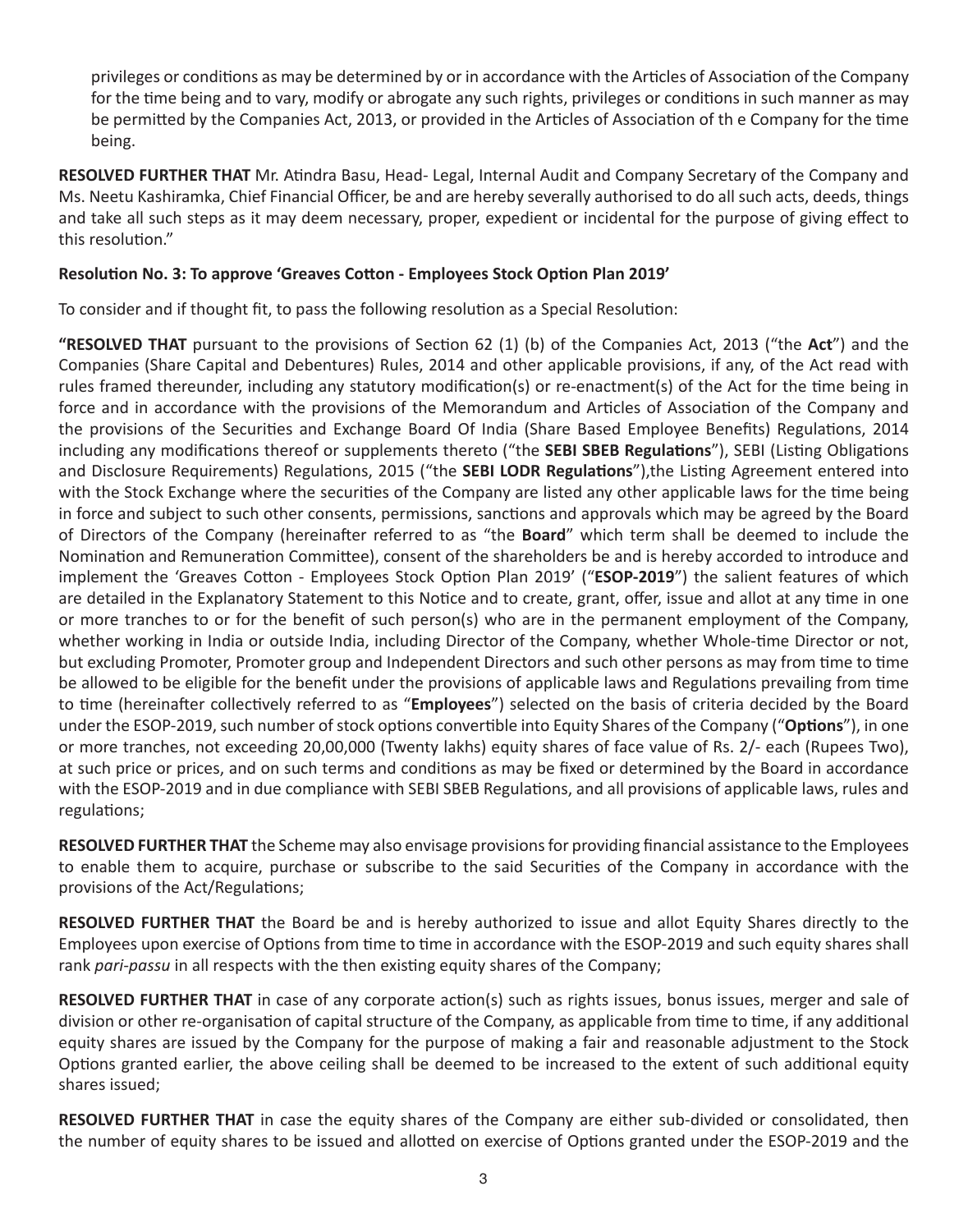privileges or conditions as may be determined by or in accordance with the Articles of Association of the Company for the time being and to vary, modify or abrogate any such rights, privileges or conditions in such manner as may be permitted by the Companies Act, 2013, or provided in the Articles of Association of th e Company for the time being.

**RESOLVED FURTHER THAT** Mr. Atindra Basu, Head- Legal, Internal Audit and Company Secretary of the Company and Ms. Neetu Kashiramka, Chief Financial Officer, be and are hereby severally authorised to do all such acts, deeds, things and take all such steps as it may deem necessary, proper, expedient or incidental for the purpose of giving effect to this resolution."

**Resolution No. 3: To approve 'Greaves Cotton - Employees Stock Option Plan 2019'**

To consider and if thought fit, to pass the following resolution as a Special Resolution:

**"RESOLVED THAT** pursuant to the provisions of Section 62 (1) (b) of the Companies Act, 2013 ("the **Act**") and the Companies (Share Capital and Debentures) Rules, 2014 and other applicable provisions, if any, of the Act read with rules framed thereunder, including any statutory modification(s) or re-enactment(s) of the Act for the time being in force and in accordance with the provisions of the Memorandum and Articles of Association of the Company and the provisions of the Securities and Exchange Board Of India (Share Based Employee Benefits) Regulations, 2014 including any modifications thereof or supplements thereto ("the **SEBI SBEB Regulations**"), SEBI (Listing Obligations and Disclosure Requirements) Regulations, 2015 ("the **SEBI LODR Regulations**"),the Listing Agreement entered into with the Stock Exchange where the securities of the Company are listed any other applicable laws for the time being in force and subject to such other consents, permissions, sanctions and approvals which may be agreed by the Board of Directors of the Company (hereinafter referred to as "the **Board**" which term shall be deemed to include the Nomination and Remuneration Committee), consent of the shareholders be and is hereby accorded to introduce and implement the 'Greaves Cotton - Employees Stock Option Plan 2019' ("**ESOP-2019**") the salient features of which are detailed in the Explanatory Statement to this Notice and to create, grant, offer, issue and allot at any time in one or more tranches to or for the benefit of such person(s) who are in the permanent employment of the Company, whether working in India or outside India, including Director of the Company, whether Whole-time Director or not, but excluding Promoter, Promoter group and Independent Directors and such other persons as may from time to time be allowed to be eligible for the benefit under the provisions of applicable laws and Regulations prevailing from time to time (hereinafter collectively referred to as "**Employees**") selected on the basis of criteria decided by the Board under the ESOP-2019, such number of stock options convertible into Equity Shares of the Company ("**Options**"), in one or more tranches, not exceeding 20,00,000 (Twenty lakhs) equity shares of face value of Rs. 2/- each (Rupees Two), at such price or prices, and on such terms and conditions as may be fixed or determined by the Board in accordance with the ESOP-2019 and in due compliance with SEBI SBEB Regulations, and all provisions of applicable laws, rules and regulations;

**RESOLVED FURTHER THAT** the Scheme may also envisage provisions for providing financial assistance to the Employees to enable them to acquire, purchase or subscribe to the said Securities of the Company in accordance with the provisions of the Act/Regulations;

**RESOLVED FURTHER THAT** the Board be and is hereby authorized to issue and allot Equity Shares directly to the Employees upon exercise of Options from time to time in accordance with the ESOP-2019 and such equity shares shall rank *pari-passu* in all respects with the then existing equity shares of the Company;

**RESOLVED FURTHER THAT** in case of any corporate action(s) such as rights issues, bonus issues, merger and sale of division or other re-organisation of capital structure of the Company, as applicable from time to time, if any additional equity shares are issued by the Company for the purpose of making a fair and reasonable adjustment to the Stock Options granted earlier, the above ceiling shall be deemed to be increased to the extent of such additional equity shares issued;

**RESOLVED FURTHER THAT** in case the equity shares of the Company are either sub-divided or consolidated, then the number of equity shares to be issued and allotted on exercise of Options granted under the ESOP-2019 and the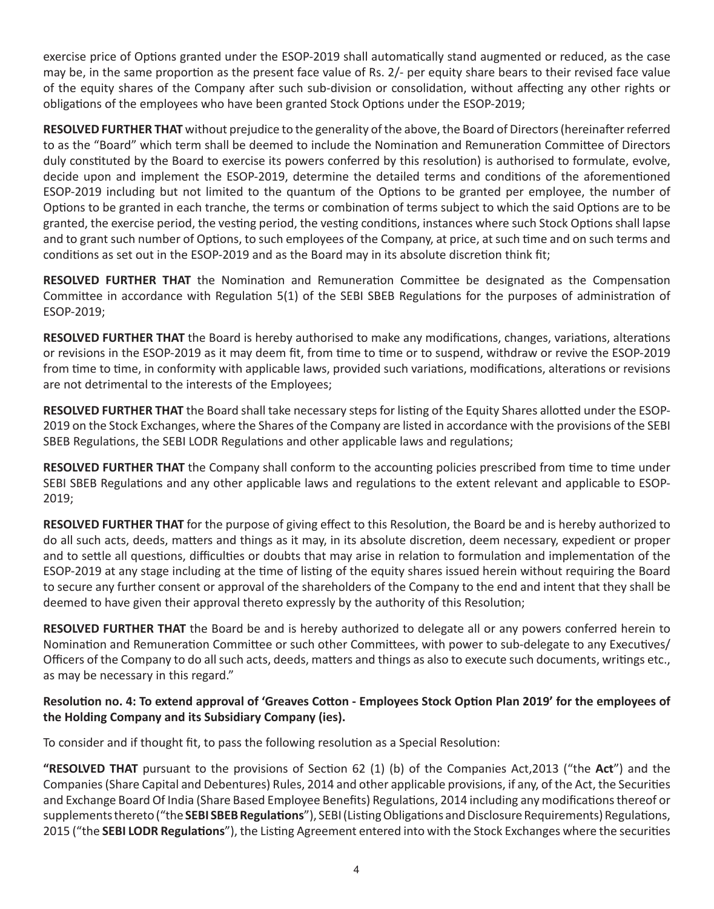exercise price of Options granted under the ESOP-2019 shall automatically stand augmented or reduced, as the case may be, in the same proportion as the present face value of Rs. 2/- per equity share bears to their revised face value of the equity shares of the Company after such sub-division or consolidation, without affecting any other rights or obligations of the employees who have been granted Stock Options under the ESOP-2019;

**RESOLVED FURTHER THAT** without prejudice to the generality of the above, the Board of Directors (hereinafter referred to as the "Board" which term shall be deemed to include the Nomination and Remuneration Committee of Directors duly constituted by the Board to exercise its powers conferred by this resolution) is authorised to formulate, evolve, decide upon and implement the ESOP-2019, determine the detailed terms and conditions of the aforementioned ESOP-2019 including but not limited to the quantum of the Options to be granted per employee, the number of Options to be granted in each tranche, the terms or combination of terms subject to which the said Options are to be granted, the exercise period, the vesting period, the vesting conditions, instances where such Stock Options shall lapse and to grant such number of Options, to such employees of the Company, at price, at such time and on such terms and conditions as set out in the ESOP-2019 and as the Board may in its absolute discretion think fit;

**RESOLVED FURTHER THAT** the Nomination and Remuneration Committee be designated as the Compensation Committee in accordance with Regulation 5(1) of the SEBI SBEB Regulations for the purposes of administration of ESOP-2019;

**RESOLVED FURTHER THAT** the Board is hereby authorised to make any modifications, changes, variations, alterations or revisions in the ESOP-2019 as it may deem fit, from time to time or to suspend, withdraw or revive the ESOP-2019 from time to time, in conformity with applicable laws, provided such variations, modifications, alterations or revisions are not detrimental to the interests of the Employees;

**RESOLVED FURTHER THAT** the Board shall take necessary steps for listing of the Equity Shares allotted under the ESOP-2019 on the Stock Exchanges, where the Shares of the Company are listed in accordance with the provisions of the SEBI SBEB Regulations, the SEBI LODR Regulations and other applicable laws and regulations;

**RESOLVED FURTHER THAT** the Company shall conform to the accounting policies prescribed from time to time under SEBI SBEB Regulations and any other applicable laws and regulations to the extent relevant and applicable to ESOP-2019;

**RESOLVED FURTHER THAT** for the purpose of giving effect to this Resolution, the Board be and is hereby authorized to do all such acts, deeds, matters and things as it may, in its absolute discretion, deem necessary, expedient or proper and to settle all questions, difficulties or doubts that may arise in relation to formulation and implementation of the ESOP-2019 at any stage including at the time of listing of the equity shares issued herein without requiring the Board to secure any further consent or approval of the shareholders of the Company to the end and intent that they shall be deemed to have given their approval thereto expressly by the authority of this Resolution;

**RESOLVED FURTHER THAT** the Board be and is hereby authorized to delegate all or any powers conferred herein to Nomination and Remuneration Committee or such other Committees, with power to sub-delegate to any Executives/ Officers of the Company to do all such acts, deeds, matters and things as also to execute such documents, writings etc., as may be necessary in this regard."

**Resolution no. 4: To extend approval of 'Greaves Cotton - Employees Stock Option Plan 2019' for the employees of the Holding Company and its Subsidiary Company (ies).**

To consider and if thought fit, to pass the following resolution as a Special Resolution:

**"RESOLVED THAT** pursuant to the provisions of Section 62 (1) (b) of the Companies Act,2013 ("the **Act**") and the Companies (Share Capital and Debentures) Rules, 2014 and other applicable provisions, if any, of the Act, the Securities and Exchange Board Of India (Share Based Employee Benefits) Regulations, 2014 including any modifications thereof or supplements thereto ("the **SEBI SBEB Regulations**"), SEBI (Listing Obligations and Disclosure Requirements) Regulations, 2015 ("the **SEBI LODR Regulations**"), the Listing Agreement entered into with the Stock Exchanges where the securities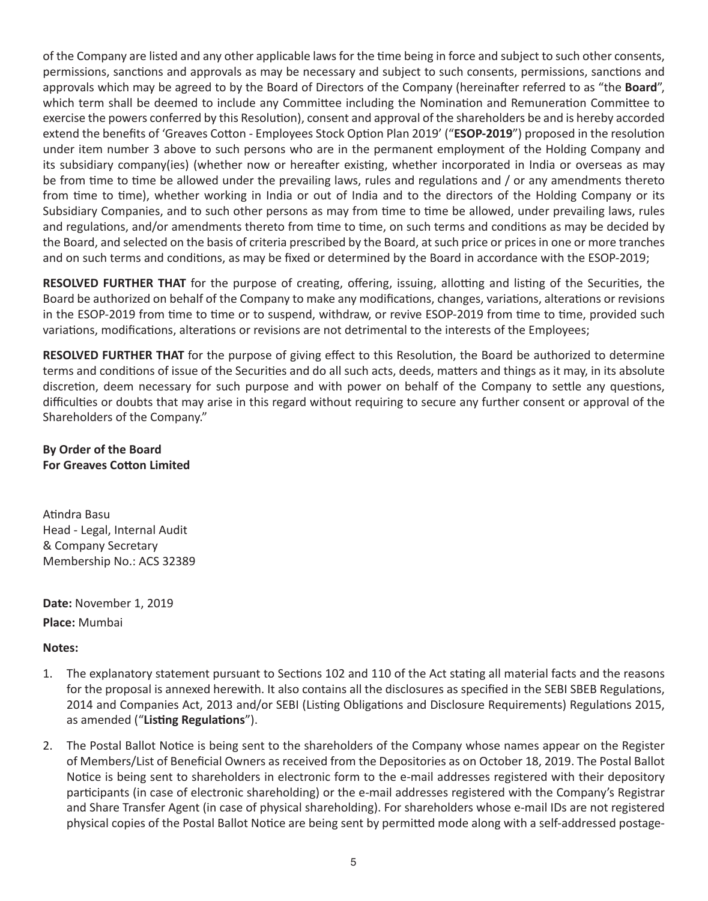of the Company are listed and any other applicable laws for the time being in force and subject to such other consents, permissions, sanctions and approvals as may be necessary and subject to such consents, permissions, sanctions and approvals which may be agreed to by the Board of Directors of the Company (hereinafter referred to as "the **Board**", which term shall be deemed to include any Committee including the Nomination and Remuneration Committee to exercise the powers conferred by this Resolution), consent and approval of the shareholders be and is hereby accorded extend the benefits of 'Greaves Cotton - Employees Stock Option Plan 2019' ("**ESOP-2019**") proposed in the resolution under item number 3 above to such persons who are in the permanent employment of the Holding Company and its subsidiary company(ies) (whether now or hereafter existing, whether incorporated in India or overseas as may be from time to time be allowed under the prevailing laws, rules and regulations and / or any amendments thereto from time to time), whether working in India or out of India and to the directors of the Holding Company or its Subsidiary Companies, and to such other persons as may from time to time be allowed, under prevailing laws, rules and regulations, and/or amendments thereto from time to time, on such terms and conditions as may be decided by the Board, and selected on the basis of criteria prescribed by the Board, at such price or prices in one or more tranches and on such terms and conditions, as may be fixed or determined by the Board in accordance with the ESOP-2019;

**RESOLVED FURTHER THAT** for the purpose of creating, offering, issuing, allotting and listing of the Securities, the Board be authorized on behalf of the Company to make any modifications, changes, variations, alterations or revisions in the ESOP-2019 from time to time or to suspend, withdraw, or revive ESOP-2019 from time to time, provided such variations, modifications, alterations or revisions are not detrimental to the interests of the Employees;

**RESOLVED FURTHER THAT** for the purpose of giving effect to this Resolution, the Board be authorized to determine terms and conditions of issue of the Securities and do all such acts, deeds, matters and things as it may, in its absolute discretion, deem necessary for such purpose and with power on behalf of the Company to settle any questions, difficulties or doubts that may arise in this regard without requiring to secure any further consent or approval of the Shareholders of the Company."

**By Order of the Board**
**For Greaves Cotton Limited**

Atindra Basu
Head - Legal, Internal Audit
& Company Secretary
Membership No.: ACS 32389

**Date:** November 1, 2019
**Place:** Mumbai

**Notes:**

1. The explanatory statement pursuant to Sections 102 and 110 of the Act stating all material facts and the reasons for the proposal is annexed herewith. It also contains all the disclosures as specified in the SEBI SBEB Regulations, 2014 and Companies Act, 2013 and/or SEBI (Listing Obligations and Disclosure Requirements) Regulations 2015, as amended ("**Listing Regulations**").
2. The Postal Ballot Notice is being sent to the shareholders of the Company whose names appear on the Register of Members/List of Beneficial Owners as received from the Depositories as on October 18, 2019. The Postal Ballot Notice is being sent to shareholders in electronic form to the e-mail addresses registered with their depository participants (in case of electronic shareholding) or the e-mail addresses registered with the Company's Registrar and Share Transfer Agent (in case of physical shareholding). For shareholders whose e-mail IDs are not registered physical copies of the Postal Ballot Notice are being sent by permitted mode along with a self-addressed postage-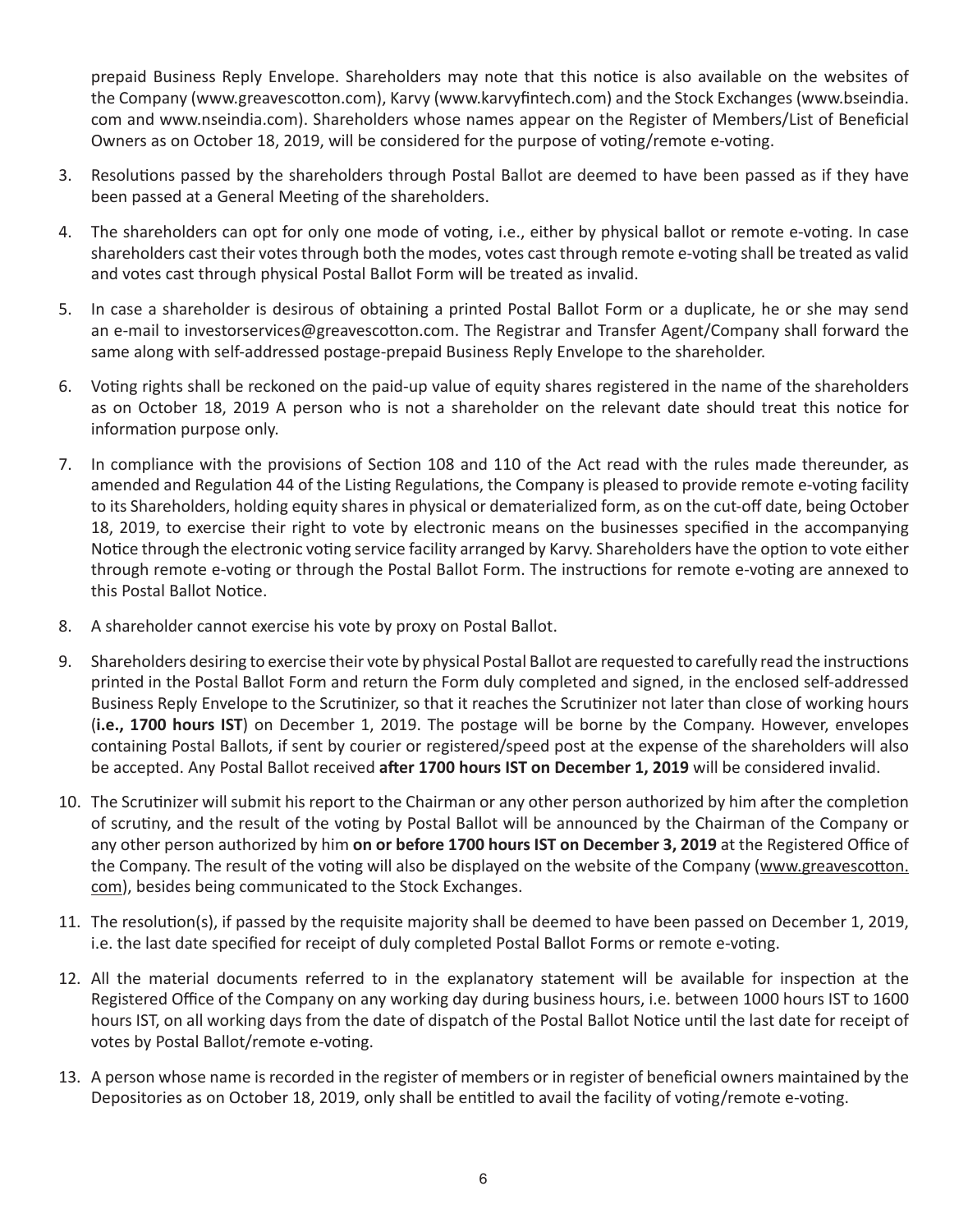prepaid Business Reply Envelope. Shareholders may note that this notice is also available on the websites of the Company (www.greavescotton.com), Karvy (www.karvyfintech.com) and the Stock Exchanges (www.bseindia.com and www.nseindia.com). Shareholders whose names appear on the Register of Members/List of Beneficial Owners as on October 18, 2019, will be considered for the purpose of voting/remote e-voting.

3. Resolutions passed by the shareholders through Postal Ballot are deemed to have been passed as if they have been passed at a General Meeting of the shareholders.

4. The shareholders can opt for only one mode of voting, i.e., either by physical ballot or remote e-voting. In case shareholders cast their votes through both the modes, votes cast through remote e-voting shall be treated as valid and votes cast through physical Postal Ballot Form will be treated as invalid.

5. In case a shareholder is desirous of obtaining a printed Postal Ballot Form or a duplicate, he or she may send an e-mail to investorservices@greavescotton.com. The Registrar and Transfer Agent/Company shall forward the same along with self-addressed postage-prepaid Business Reply Envelope to the shareholder.

6. Voting rights shall be reckoned on the paid-up value of equity shares registered in the name of the shareholders as on October 18, 2019 A person who is not a shareholder on the relevant date should treat this notice for information purpose only.

7. In compliance with the provisions of Section 108 and 110 of the Act read with the rules made thereunder, as amended and Regulation 44 of the Listing Regulations, the Company is pleased to provide remote e-voting facility to its Shareholders, holding equity shares in physical or dematerialized form, as on the cut-off date, being October 18, 2019, to exercise their right to vote by electronic means on the businesses specified in the accompanying Notice through the electronic voting service facility arranged by Karvy. Shareholders have the option to vote either through remote e-voting or through the Postal Ballot Form. The instructions for remote e-voting are annexed to this Postal Ballot Notice.

8. A shareholder cannot exercise his vote by proxy on Postal Ballot.

9. Shareholders desiring to exercise their vote by physical Postal Ballot are requested to carefully read the instructions printed in the Postal Ballot Form and return the Form duly completed and signed, in the enclosed self-addressed Business Reply Envelope to the Scrutinizer, so that it reaches the Scrutinizer not later than close of working hours (**i.e., 1700 hours IST**) on December 1, 2019. The postage will be borne by the Company. However, envelopes containing Postal Ballots, if sent by courier or registered/speed post at the expense of the shareholders will also be accepted. Any Postal Ballot received **after 1700 hours IST on December 1, 2019** will be considered invalid.

10. The Scrutinizer will submit his report to the Chairman or any other person authorized by him after the completion of scrutiny, and the result of the voting by Postal Ballot will be announced by the Chairman of the Company or any other person authorized by him **on or before 1700 hours IST on December 3, 2019** at the Registered Office of the Company. The result of the voting will also be displayed on the website of the Company (www.greavescotton.com), besides being communicated to the Stock Exchanges.

11. The resolution(s), if passed by the requisite majority shall be deemed to have been passed on December 1, 2019, i.e. the last date specified for receipt of duly completed Postal Ballot Forms or remote e-voting.

12. All the material documents referred to in the explanatory statement will be available for inspection at the Registered Office of the Company on any working day during business hours, i.e. between 1000 hours IST to 1600 hours IST, on all working days from the date of dispatch of the Postal Ballot Notice until the last date for receipt of votes by Postal Ballot/remote e-voting.

13. A person whose name is recorded in the register of members or in register of beneficial owners maintained by the Depositories as on October 18, 2019, only shall be entitled to avail the facility of voting/remote e-voting.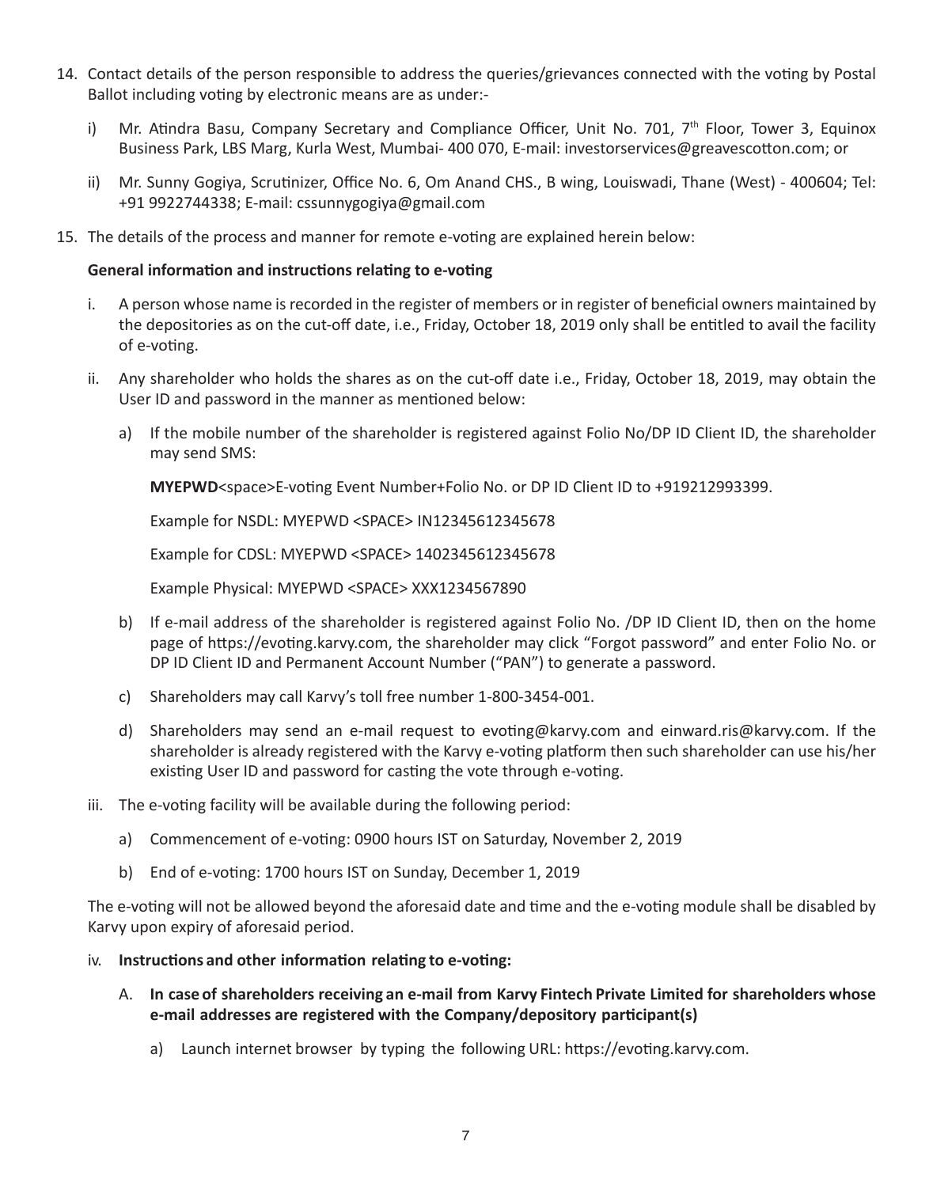14. Contact details of the person responsible to address the queries/grievances connected with the voting by Postal Ballot including voting by electronic means are as under:-

    i) Mr. Atindra Basu, Company Secretary and Compliance Officer, Unit No. 701, 7th Floor, Tower 3, Equinox Business Park, LBS Marg, Kurla West, Mumbai- 400 070, E-mail: investorservices@greavescotton.com; or

    ii) Mr. Sunny Gogiya, Scrutinizer, Office No. 6, Om Anand CHS., B wing, Louiswadi, Thane (West) - 400604; Tel: +91 9922744338; E-mail: cssunnygogiya@gmail.com

15. The details of the process and manner for remote e-voting are explained herein below:

    **General information and instructions relating to e-voting**

    i. A person whose name is recorded in the register of members or in register of beneficial owners maintained by the depositories as on the cut-off date, i.e., Friday, October 18, 2019 only shall be entitled to avail the facility of e-voting.

    ii. Any shareholder who holds the shares as on the cut-off date i.e., Friday, October 18, 2019, may obtain the User ID and password in the manner as mentioned below:

        a) If the mobile number of the shareholder is registered against Folio No/DP ID Client ID, the shareholder may send SMS:

           **MYEPWD**<space>E-voting Event Number+Folio No. or DP ID Client ID to +919212993399.

           Example for NSDL: MYEPWD <SPACE> IN12345612345678

           Example for CDSL: MYEPWD <SPACE> 1402345612345678

           Example Physical: MYEPWD <SPACE> XXX1234567890

        b) If e-mail address of the shareholder is registered against Folio No. /DP ID Client ID, then on the home page of https://evoting.karvy.com, the shareholder may click "Forgot password" and enter Folio No. or DP ID Client ID and Permanent Account Number ("PAN") to generate a password.

        c) Shareholders may call Karvy's toll free number 1-800-3454-001.

        d) Shareholders may send an e-mail request to evoting@karvy.com and einward.ris@karvy.com. If the shareholder is already registered with the Karvy e-voting platform then such shareholder can use his/her existing User ID and password for casting the vote through e-voting.

    iii. The e-voting facility will be available during the following period:

        a) Commencement of e-voting: 0900 hours IST on Saturday, November 2, 2019

        b) End of e-voting: 1700 hours IST on Sunday, December 1, 2019

    The e-voting will not be allowed beyond the aforesaid date and time and the e-voting module shall be disabled by Karvy upon expiry of aforesaid period.

    iv. **Instructions and other information relating to e-voting:**

        A. **In case of shareholders receiving an e-mail from Karvy Fintech Private Limited for shareholders whose e-mail addresses are registered with the Company/depository participant(s)**

           a) Launch internet browser by typing the following URL: https://evoting.karvy.com.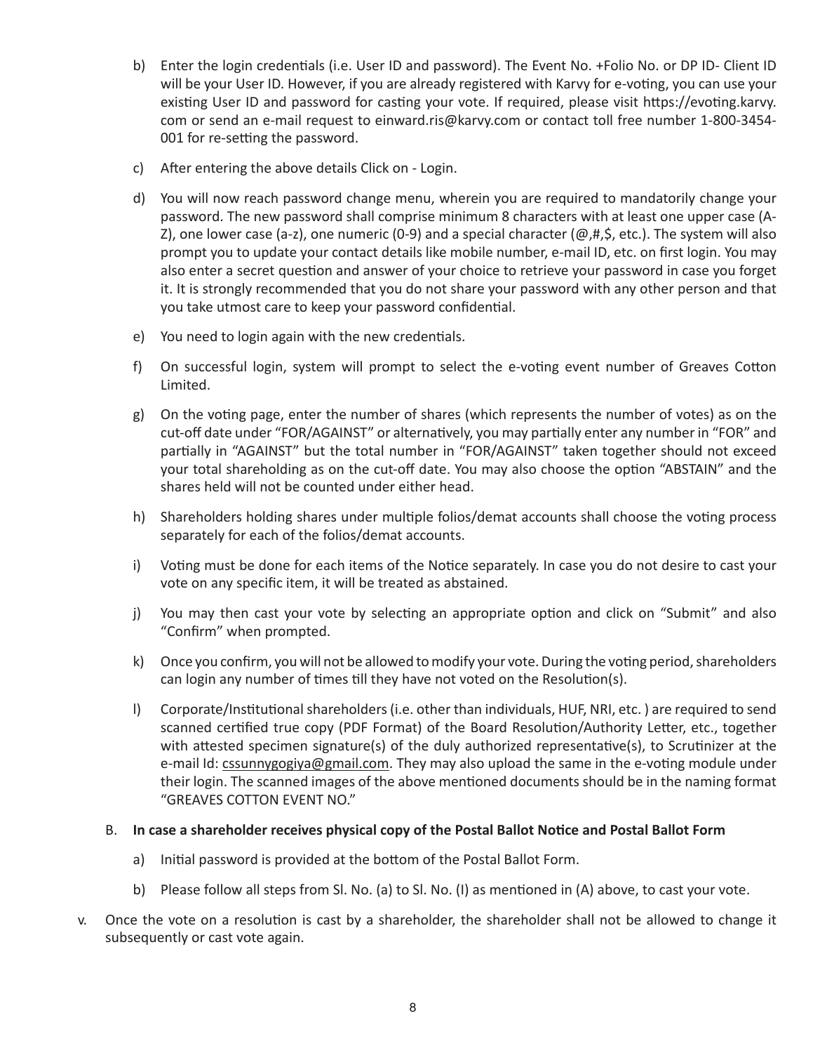b) Enter the login credentials (i.e. User ID and password). The Event No. +Folio No. or DP ID- Client ID will be your User ID. However, if you are already registered with Karvy for e-voting, you can use your existing User ID and password for casting your vote. If required, please visit https://evoting.karvy.com or send an e-mail request to einward.ris@karvy.com or contact toll free number 1-800-3454-001 for re-setting the password.

c) After entering the above details Click on - Login.

d) You will now reach password change menu, wherein you are required to mandatorily change your password. The new password shall comprise minimum 8 characters with at least one upper case (A-Z), one lower case (a-z), one numeric (0-9) and a special character (@,#,$, etc.). The system will also prompt you to update your contact details like mobile number, e-mail ID, etc. on first login. You may also enter a secret question and answer of your choice to retrieve your password in case you forget it. It is strongly recommended that you do not share your password with any other person and that you take utmost care to keep your password confidential.

e) You need to login again with the new credentials.

f) On successful login, system will prompt to select the e-voting event number of Greaves Cotton Limited.

g) On the voting page, enter the number of shares (which represents the number of votes) as on the cut-off date under "FOR/AGAINST" or alternatively, you may partially enter any number in "FOR" and partially in "AGAINST" but the total number in "FOR/AGAINST" taken together should not exceed your total shareholding as on the cut-off date. You may also choose the option "ABSTAIN" and the shares held will not be counted under either head.

h) Shareholders holding shares under multiple folios/demat accounts shall choose the voting process separately for each of the folios/demat accounts.

i) Voting must be done for each items of the Notice separately. In case you do not desire to cast your vote on any specific item, it will be treated as abstained.

j) You may then cast your vote by selecting an appropriate option and click on "Submit" and also "Confirm" when prompted.

k) Once you confirm, you will not be allowed to modify your vote. During the voting period, shareholders can login any number of times till they have not voted on the Resolution(s).

l) Corporate/Institutional shareholders (i.e. other than individuals, HUF, NRI, etc. ) are required to send scanned certified true copy (PDF Format) of the Board Resolution/Authority Letter, etc., together with attested specimen signature(s) of the duly authorized representative(s), to Scrutinizer at the e-mail Id: cssunnygogiya@gmail.com. They may also upload the same in the e-voting module under their login. The scanned images of the above mentioned documents should be in the naming format "GREAVES COTTON EVENT NO."

B. **In case a shareholder receives physical copy of the Postal Ballot Notice and Postal Ballot Form**

a) Initial password is provided at the bottom of the Postal Ballot Form.

b) Please follow all steps from Sl. No. (a) to Sl. No. (I) as mentioned in (A) above, to cast your vote.

v. Once the vote on a resolution is cast by a shareholder, the shareholder shall not be allowed to change it subsequently or cast vote again.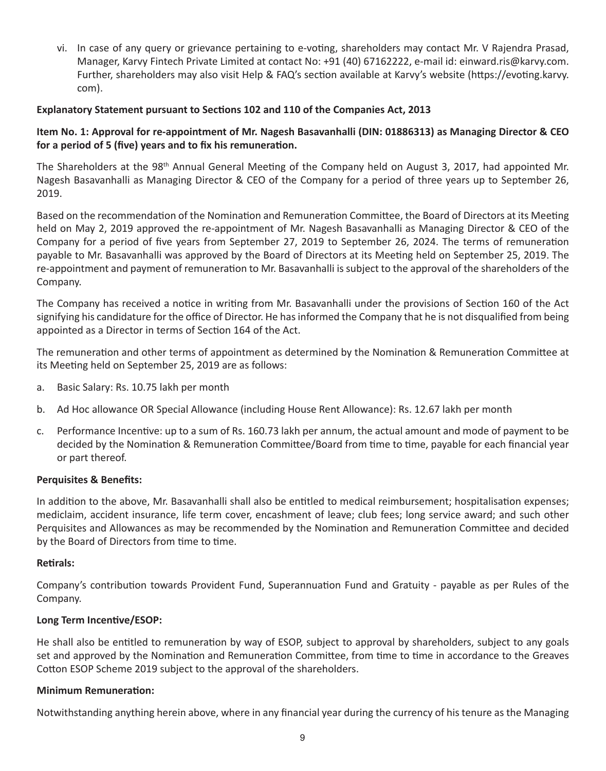vi. In case of any query or grievance pertaining to e-voting, shareholders may contact Mr. V Rajendra Prasad, Manager, Karvy Fintech Private Limited at contact No: +91 (40) 67162222, e-mail id: einward.ris@karvy.com. Further, shareholders may also visit Help & FAQ's section available at Karvy's website (https://evoting.karvy.com).

**Explanatory Statement pursuant to Sections 102 and 110 of the Companies Act, 2013**

**Item No. 1: Approval for re-appointment of Mr. Nagesh Basavanhalli (DIN: 01886313) as Managing Director & CEO for a period of 5 (five) years and to fix his remuneration.**

The Shareholders at the 98th Annual General Meeting of the Company held on August 3, 2017, had appointed Mr. Nagesh Basavanhalli as Managing Director & CEO of the Company for a period of three years up to September 26, 2019.

Based on the recommendation of the Nomination and Remuneration Committee, the Board of Directors at its Meeting held on May 2, 2019 approved the re-appointment of Mr. Nagesh Basavanhalli as Managing Director & CEO of the Company for a period of five years from September 27, 2019 to September 26, 2024. The terms of remuneration payable to Mr. Basavanhalli was approved by the Board of Directors at its Meeting held on September 25, 2019. The re-appointment and payment of remuneration to Mr. Basavanhalli is subject to the approval of the shareholders of the Company.

The Company has received a notice in writing from Mr. Basavanhalli under the provisions of Section 160 of the Act signifying his candidature for the office of Director. He has informed the Company that he is not disqualified from being appointed as a Director in terms of Section 164 of the Act.

The remuneration and other terms of appointment as determined by the Nomination & Remuneration Committee at its Meeting held on September 25, 2019 are as follows:

a. Basic Salary: Rs. 10.75 lakh per month

b. Ad Hoc allowance OR Special Allowance (including House Rent Allowance): Rs. 12.67 lakh per month

c. Performance Incentive: up to a sum of Rs. 160.73 lakh per annum, the actual amount and mode of payment to be decided by the Nomination & Remuneration Committee/Board from time to time, payable for each financial year or part thereof.

**Perquisites & Benefits:**

In addition to the above, Mr. Basavanhalli shall also be entitled to medical reimbursement; hospitalisation expenses; mediclaim, accident insurance, life term cover, encashment of leave; club fees; long service award; and such other Perquisites and Allowances as may be recommended by the Nomination and Remuneration Committee and decided by the Board of Directors from time to time.

**Retirals:**

Company's contribution towards Provident Fund, Superannuation Fund and Gratuity - payable as per Rules of the Company.

**Long Term Incentive/ESOP:**

He shall also be entitled to remuneration by way of ESOP, subject to approval by shareholders, subject to any goals set and approved by the Nomination and Remuneration Committee, from time to time in accordance to the Greaves Cotton ESOP Scheme 2019 subject to the approval of the shareholders.

**Minimum Remuneration:**

Notwithstanding anything herein above, where in any financial year during the currency of his tenure as the Managing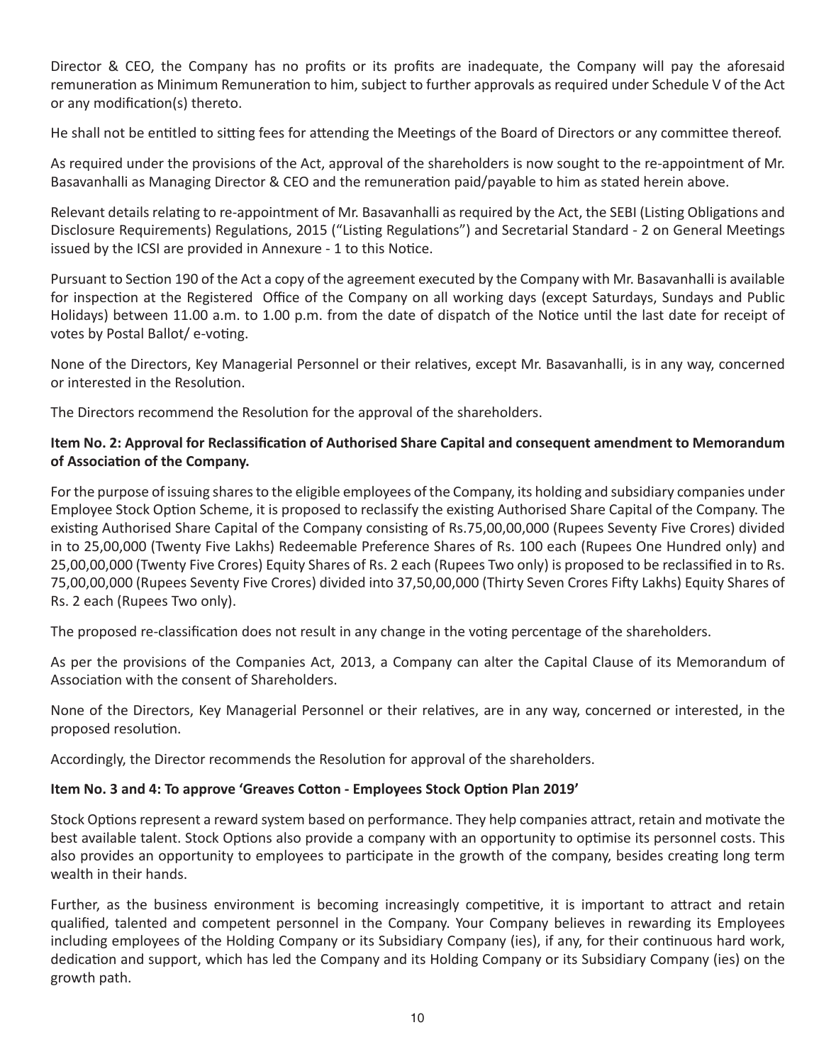Director & CEO, the Company has no profits or its profits are inadequate, the Company will pay the aforesaid remuneration as Minimum Remuneration to him, subject to further approvals as required under Schedule V of the Act or any modification(s) thereto.

He shall not be entitled to sitting fees for attending the Meetings of the Board of Directors or any committee thereof.

As required under the provisions of the Act, approval of the shareholders is now sought to the re-appointment of Mr. Basavanhalli as Managing Director & CEO and the remuneration paid/payable to him as stated herein above.

Relevant details relating to re-appointment of Mr. Basavanhalli as required by the Act, the SEBI (Listing Obligations and Disclosure Requirements) Regulations, 2015 ("Listing Regulations") and Secretarial Standard - 2 on General Meetings issued by the ICSI are provided in Annexure - 1 to this Notice.

Pursuant to Section 190 of the Act a copy of the agreement executed by the Company with Mr. Basavanhalli is available for inspection at the Registered Office of the Company on all working days (except Saturdays, Sundays and Public Holidays) between 11.00 a.m. to 1.00 p.m. from the date of dispatch of the Notice until the last date for receipt of votes by Postal Ballot/ e-voting.

None of the Directors, Key Managerial Personnel or their relatives, except Mr. Basavanhalli, is in any way, concerned or interested in the Resolution.

The Directors recommend the Resolution for the approval of the shareholders.

**Item No. 2: Approval for Reclassification of Authorised Share Capital and consequent amendment to Memorandum of Association of the Company.**

For the purpose of issuing shares to the eligible employees of the Company, its holding and subsidiary companies under Employee Stock Option Scheme, it is proposed to reclassify the existing Authorised Share Capital of the Company. The existing Authorised Share Capital of the Company consisting of Rs.75,00,00,000 (Rupees Seventy Five Crores) divided in to 25,00,000 (Twenty Five Lakhs) Redeemable Preference Shares of Rs. 100 each (Rupees One Hundred only) and 25,00,00,000 (Twenty Five Crores) Equity Shares of Rs. 2 each (Rupees Two only) is proposed to be reclassified in to Rs. 75,00,00,000 (Rupees Seventy Five Crores) divided into 37,50,00,000 (Thirty Seven Crores Fifty Lakhs) Equity Shares of Rs. 2 each (Rupees Two only).

The proposed re-classification does not result in any change in the voting percentage of the shareholders.

As per the provisions of the Companies Act, 2013, a Company can alter the Capital Clause of its Memorandum of Association with the consent of Shareholders.

None of the Directors, Key Managerial Personnel or their relatives, are in any way, concerned or interested, in the proposed resolution.

Accordingly, the Director recommends the Resolution for approval of the shareholders.

**Item No. 3 and 4: To approve 'Greaves Cotton - Employees Stock Option Plan 2019'**

Stock Options represent a reward system based on performance. They help companies attract, retain and motivate the best available talent. Stock Options also provide a company with an opportunity to optimise its personnel costs. This also provides an opportunity to employees to participate in the growth of the company, besides creating long term wealth in their hands.

Further, as the business environment is becoming increasingly competitive, it is important to attract and retain qualified, talented and competent personnel in the Company. Your Company believes in rewarding its Employees including employees of the Holding Company or its Subsidiary Company (ies), if any, for their continuous hard work, dedication and support, which has led the Company and its Holding Company or its Subsidiary Company (ies) on the growth path.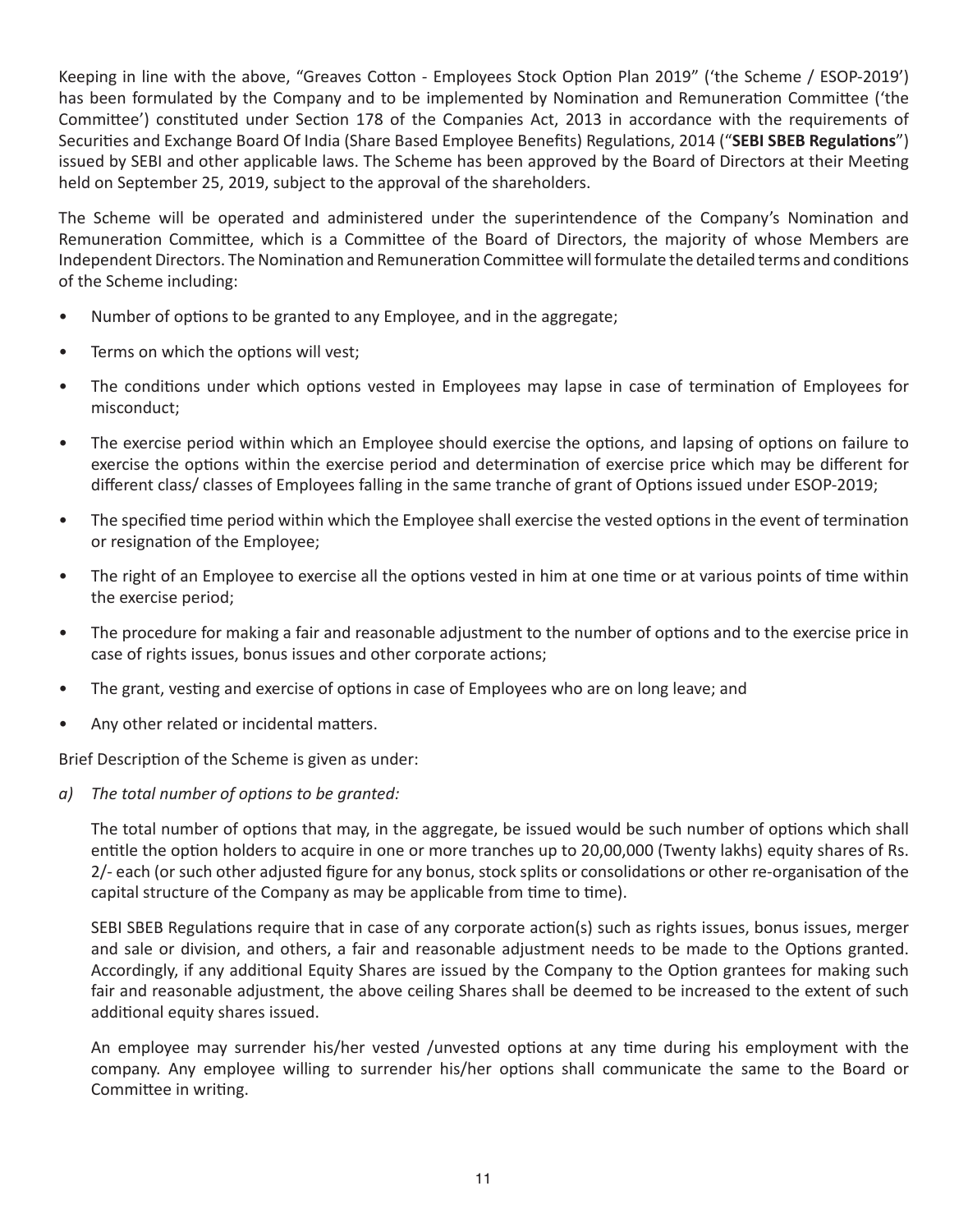Keeping in line with the above, "Greaves Cotton - Employees Stock Option Plan 2019" ('the Scheme / ESOP-2019') has been formulated by the Company and to be implemented by Nomination and Remuneration Committee ('the Committee') constituted under Section 178 of the Companies Act, 2013 in accordance with the requirements of Securities and Exchange Board Of India (Share Based Employee Benefits) Regulations, 2014 ("**SEBI SBEB Regulations**") issued by SEBI and other applicable laws. The Scheme has been approved by the Board of Directors at their Meeting held on September 25, 2019, subject to the approval of the shareholders.

The Scheme will be operated and administered under the superintendence of the Company's Nomination and Remuneration Committee, which is a Committee of the Board of Directors, the majority of whose Members are Independent Directors. The Nomination and Remuneration Committee will formulate the detailed terms and conditions of the Scheme including:

- Number of options to be granted to any Employee, and in the aggregate;
- Terms on which the options will vest;
- The conditions under which options vested in Employees may lapse in case of termination of Employees for misconduct;
- The exercise period within which an Employee should exercise the options, and lapsing of options on failure to exercise the options within the exercise period and determination of exercise price which may be different for different class/ classes of Employees falling in the same tranche of grant of Options issued under ESOP-2019;
- The specified time period within which the Employee shall exercise the vested options in the event of termination or resignation of the Employee;
- The right of an Employee to exercise all the options vested in him at one time or at various points of time within the exercise period;
- The procedure for making a fair and reasonable adjustment to the number of options and to the exercise price in case of rights issues, bonus issues and other corporate actions;
- The grant, vesting and exercise of options in case of Employees who are on long leave; and
- Any other related or incidental matters.

Brief Description of the Scheme is given as under:

a) *The total number of options to be granted:*

   The total number of options that may, in the aggregate, be issued would be such number of options which shall entitle the option holders to acquire in one or more tranches up to 20,00,000 (Twenty lakhs) equity shares of Rs. 2/- each (or such other adjusted figure for any bonus, stock splits or consolidations or other re-organisation of the capital structure of the Company as may be applicable from time to time).

   SEBI SBEB Regulations require that in case of any corporate action(s) such as rights issues, bonus issues, merger and sale or division, and others, a fair and reasonable adjustment needs to be made to the Options granted. Accordingly, if any additional Equity Shares are issued by the Company to the Option grantees for making such fair and reasonable adjustment, the above ceiling Shares shall be deemed to be increased to the extent of such additional equity shares issued.

   An employee may surrender his/her vested /unvested options at any time during his employment with the company. Any employee willing to surrender his/her options shall communicate the same to the Board or Committee in writing.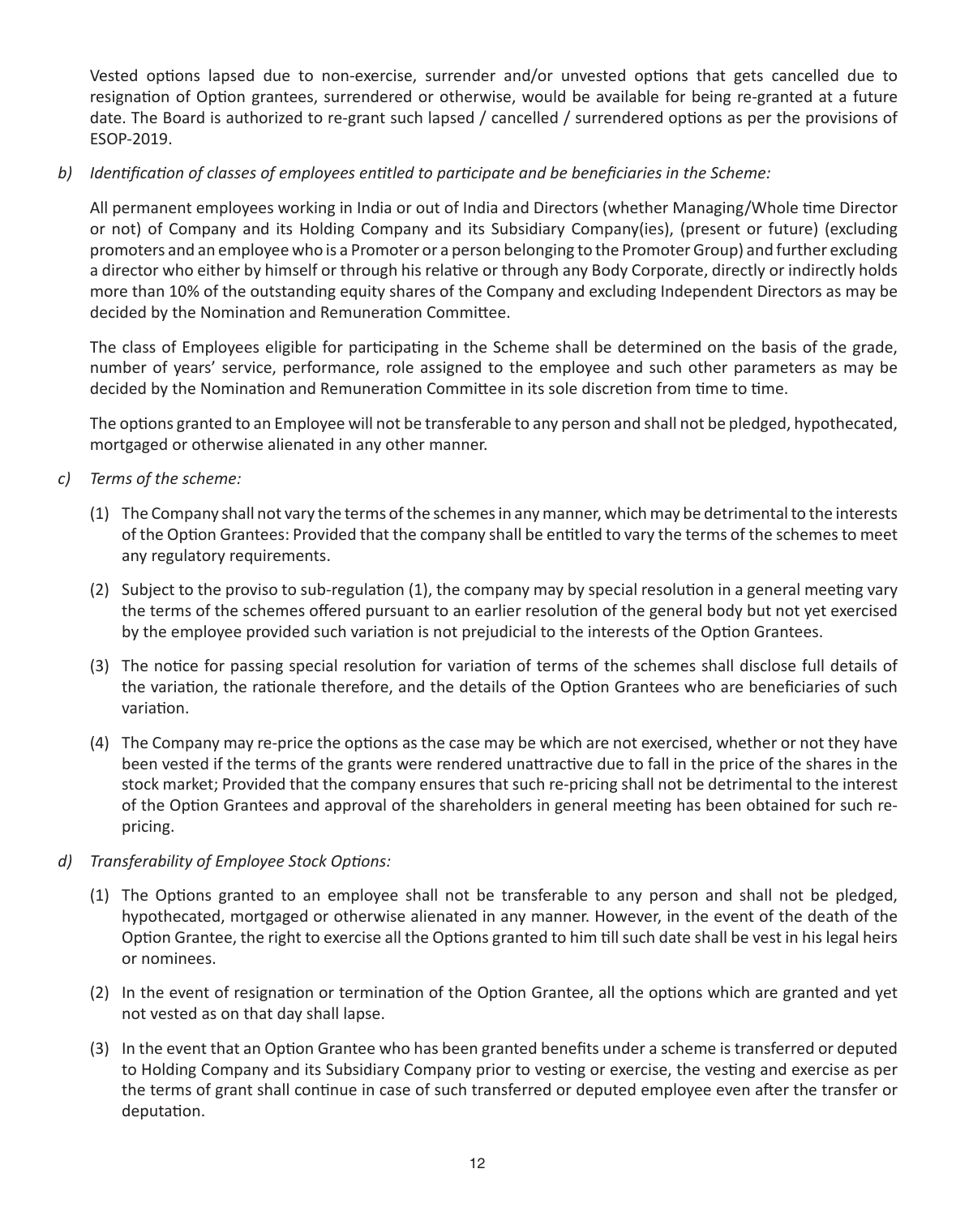Vested options lapsed due to non-exercise, surrender and/or unvested options that gets cancelled due to resignation of Option grantees, surrendered or otherwise, would be available for being re-granted at a future date. The Board is authorized to re-grant such lapsed / cancelled / surrendered options as per the provisions of ESOP-2019.

b) *Identification of classes of employees entitled to participate and be beneficiaries in the Scheme:*

All permanent employees working in India or out of India and Directors (whether Managing/Whole time Director or not) of Company and its Holding Company and its Subsidiary Company(ies), (present or future) (excluding promoters and an employee who is a Promoter or a person belonging to the Promoter Group) and further excluding a director who either by himself or through his relative or through any Body Corporate, directly or indirectly holds more than 10% of the outstanding equity shares of the Company and excluding Independent Directors as may be decided by the Nomination and Remuneration Committee.

The class of Employees eligible for participating in the Scheme shall be determined on the basis of the grade, number of years' service, performance, role assigned to the employee and such other parameters as may be decided by the Nomination and Remuneration Committee in its sole discretion from time to time.

The options granted to an Employee will not be transferable to any person and shall not be pledged, hypothecated, mortgaged or otherwise alienated in any other manner.

c) *Terms of the scheme:*

(1) The Company shall not vary the terms of the schemes in any manner, which may be detrimental to the interests of the Option Grantees: Provided that the company shall be entitled to vary the terms of the schemes to meet any regulatory requirements.

(2) Subject to the proviso to sub-regulation (1), the company may by special resolution in a general meeting vary the terms of the schemes offered pursuant to an earlier resolution of the general body but not yet exercised by the employee provided such variation is not prejudicial to the interests of the Option Grantees.

(3) The notice for passing special resolution for variation of terms of the schemes shall disclose full details of the variation, the rationale therefore, and the details of the Option Grantees who are beneficiaries of such variation.

(4) The Company may re-price the options as the case may be which are not exercised, whether or not they have been vested if the terms of the grants were rendered unattractive due to fall in the price of the shares in the stock market; Provided that the company ensures that such re-pricing shall not be detrimental to the interest of the Option Grantees and approval of the shareholders in general meeting has been obtained for such re-pricing.

d) *Transferability of Employee Stock Options:*

(1) The Options granted to an employee shall not be transferable to any person and shall not be pledged, hypothecated, mortgaged or otherwise alienated in any manner. However, in the event of the death of the Option Grantee, the right to exercise all the Options granted to him till such date shall be vest in his legal heirs or nominees.

(2) In the event of resignation or termination of the Option Grantee, all the options which are granted and yet not vested as on that day shall lapse.

(3) In the event that an Option Grantee who has been granted benefits under a scheme is transferred or deputed to Holding Company and its Subsidiary Company prior to vesting or exercise, the vesting and exercise as per the terms of grant shall continue in case of such transferred or deputed employee even after the transfer or deputation.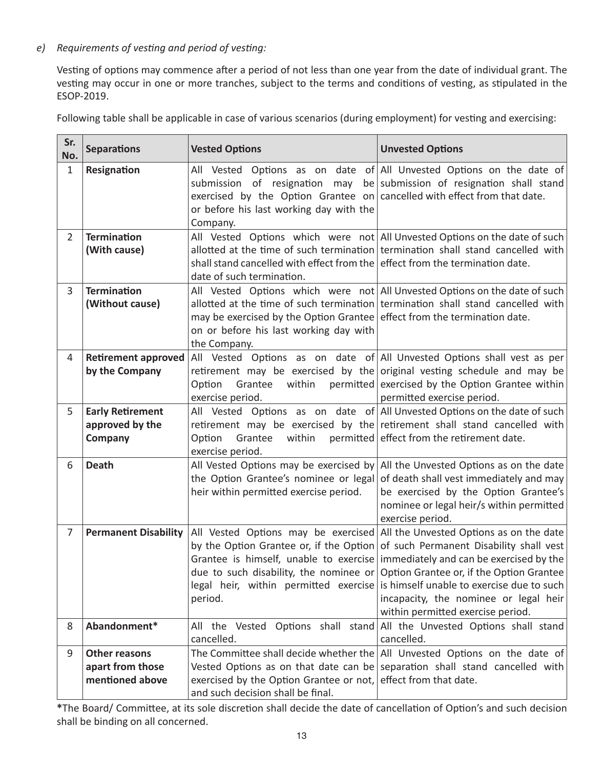*e) Requirements of vesting and period of vesting:*

Vesting of options may commence after a period of not less than one year from the date of individual grant. The vesting may occur in one or more tranches, subject to the terms and conditions of vesting, as stipulated in the ESOP-2019.

Following table shall be applicable in case of various scenarios (during employment) for vesting and exercising:

| Sr. No. | Separations | Vested Options | Unvested Options |
|---|---|---|---|
| 1 | **Resignation** | All Vested Options as on date of submission of resignation may be exercised by the Option Grantee on or before his last working day with the Company. | All Unvested Options on the date of submission of resignation shall stand cancelled with effect from that date. |
| 2 | **Termination (With cause)** | All Vested Options which were not allotted at the time of such termination shall stand cancelled with effect from the date of such termination. | All Unvested Options on the date of such termination shall stand cancelled with effect from the termination date. |
| 3 | **Termination (Without cause)** | All Vested Options which were not allotted at the time of such termination may be exercised by the Option Grantee on or before his last working day with the Company. | All Unvested Options on the date of such termination shall stand cancelled with effect from the termination date. |
| 4 | **Retirement approved by the Company** | All Vested Options as on date of retirement may be exercised by the Option Grantee within permitted exercise period. | All Unvested Options shall vest as per original vesting schedule and may be exercised by the Option Grantee within permitted exercise period. |
| 5 | **Early Retirement approved by the Company** | All Vested Options as on date of retirement may be exercised by the Option Grantee within permitted exercise period. | All Unvested Options on the date of such retirement shall stand cancelled with effect from the retirement date. |
| 6 | **Death** | All Vested Options may be exercised by the Option Grantee's nominee or legal heir within permitted exercise period. | All the Unvested Options as on the date of death shall vest immediately and may be exercised by the Option Grantee's nominee or legal heir/s within permitted exercise period. |
| 7 | **Permanent Disability** | All Vested Options may be exercised by the Option Grantee or, if the Option Grantee is himself, unable to exercise due to such disability, the nominee or legal heir, within permitted exercise period. | All the Unvested Options as on the date of such Permanent Disability shall vest immediately and can be exercised by the Option Grantee or, if the Option Grantee is himself unable to exercise due to such incapacity, the nominee or legal heir within permitted exercise period. |
| 8 | **Abandonment*** | All the Vested Options shall stand cancelled. | All the Unvested Options shall stand cancelled. |
| 9 | **Other reasons apart from those mentioned above** | The Committee shall decide whether the Vested Options as on that date can be exercised by the Option Grantee or not, and such decision shall be final. | All Unvested Options on the date of separation shall stand cancelled with effect from that date. |

***The Board/ Committee, at its sole discretion shall decide the date of cancellation of Option's and such decision shall be binding on all concerned.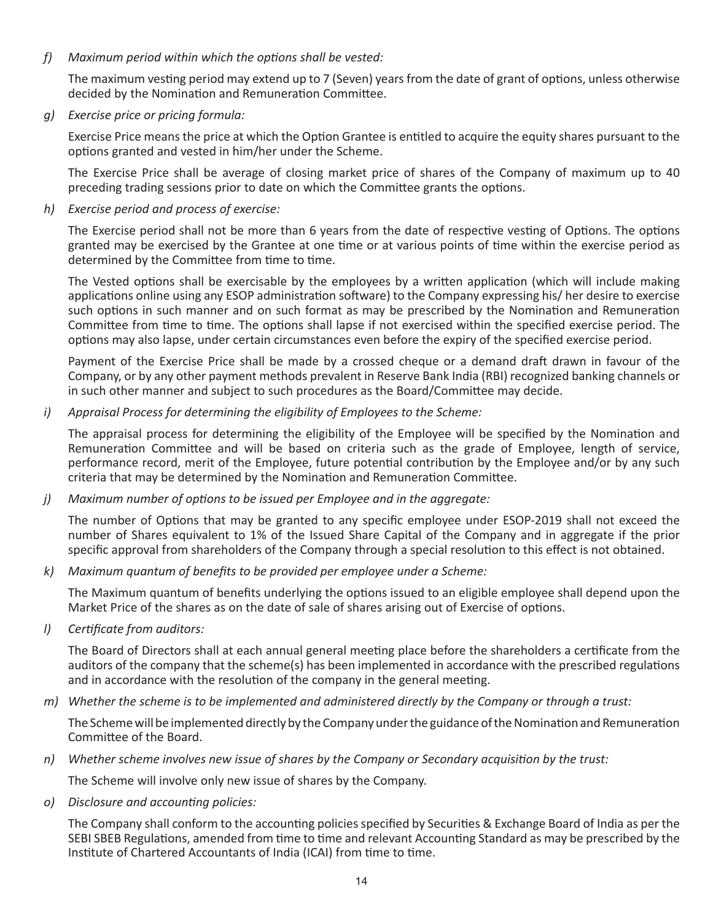*f) Maximum period within which the options shall be vested:*

The maximum vesting period may extend up to 7 (Seven) years from the date of grant of options, unless otherwise decided by the Nomination and Remuneration Committee.

*g) Exercise price or pricing formula:*

Exercise Price means the price at which the Option Grantee is entitled to acquire the equity shares pursuant to the options granted and vested in him/her under the Scheme.

The Exercise Price shall be average of closing market price of shares of the Company of maximum up to 40 preceding trading sessions prior to date on which the Committee grants the options.

*h) Exercise period and process of exercise:*

The Exercise period shall not be more than 6 years from the date of respective vesting of Options. The options granted may be exercised by the Grantee at one time or at various points of time within the exercise period as determined by the Committee from time to time.

The Vested options shall be exercisable by the employees by a written application (which will include making applications online using any ESOP administration software) to the Company expressing his/ her desire to exercise such options in such manner and on such format as may be prescribed by the Nomination and Remuneration Committee from time to time. The options shall lapse if not exercised within the specified exercise period. The options may also lapse, under certain circumstances even before the expiry of the specified exercise period.

Payment of the Exercise Price shall be made by a crossed cheque or a demand draft drawn in favour of the Company, or by any other payment methods prevalent in Reserve Bank India (RBI) recognized banking channels or in such other manner and subject to such procedures as the Board/Committee may decide.

*i) Appraisal Process for determining the eligibility of Employees to the Scheme:*

The appraisal process for determining the eligibility of the Employee will be specified by the Nomination and Remuneration Committee and will be based on criteria such as the grade of Employee, length of service, performance record, merit of the Employee, future potential contribution by the Employee and/or by any such criteria that may be determined by the Nomination and Remuneration Committee.

*j) Maximum number of options to be issued per Employee and in the aggregate:*

The number of Options that may be granted to any specific employee under ESOP-2019 shall not exceed the number of Shares equivalent to 1% of the Issued Share Capital of the Company and in aggregate if the prior specific approval from shareholders of the Company through a special resolution to this effect is not obtained.

*k) Maximum quantum of benefits to be provided per employee under a Scheme:*

The Maximum quantum of benefits underlying the options issued to an eligible employee shall depend upon the Market Price of the shares as on the date of sale of shares arising out of Exercise of options.

*l) Certificate from auditors:*

The Board of Directors shall at each annual general meeting place before the shareholders a certificate from the auditors of the company that the scheme(s) has been implemented in accordance with the prescribed regulations and in accordance with the resolution of the company in the general meeting.

*m) Whether the scheme is to be implemented and administered directly by the Company or through a trust:*

The Scheme will be implemented directly by the Company under the guidance of the Nomination and Remuneration Committee of the Board.

*n) Whether scheme involves new issue of shares by the Company or Secondary acquisition by the trust:*

The Scheme will involve only new issue of shares by the Company.

*o) Disclosure and accounting policies:*

The Company shall conform to the accounting policies specified by Securities & Exchange Board of India as per the SEBI SBEB Regulations, amended from time to time and relevant Accounting Standard as may be prescribed by the Institute of Chartered Accountants of India (ICAI) from time to time.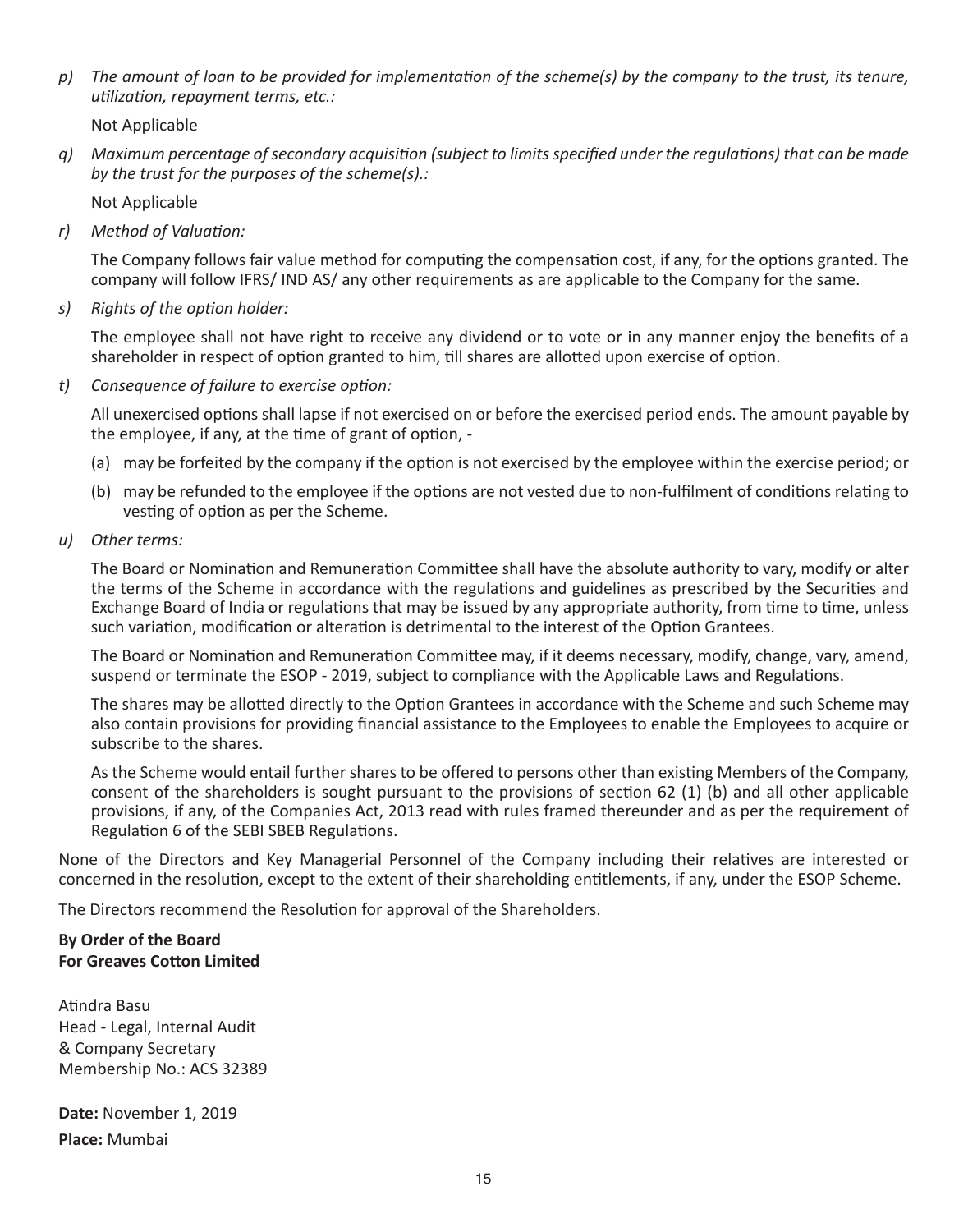p) *The amount of loan to be provided for implementation of the scheme(s) by the company to the trust, its tenure, utilization, repayment terms, etc.:*

   Not Applicable

q) *Maximum percentage of secondary acquisition (subject to limits specified under the regulations) that can be made by the trust for the purposes of the scheme(s).:*

   Not Applicable

r) *Method of Valuation:*

   The Company follows fair value method for computing the compensation cost, if any, for the options granted. The company will follow IFRS/ IND AS/ any other requirements as are applicable to the Company for the same.

s) *Rights of the option holder:*

   The employee shall not have right to receive any dividend or to vote or in any manner enjoy the benefits of a shareholder in respect of option granted to him, till shares are allotted upon exercise of option.

t) *Consequence of failure to exercise option:*

   All unexercised options shall lapse if not exercised on or before the exercised period ends. The amount payable by the employee, if any, at the time of grant of option, -

   (a) may be forfeited by the company if the option is not exercised by the employee within the exercise period; or

   (b) may be refunded to the employee if the options are not vested due to non-fulfilment of conditions relating to vesting of option as per the Scheme.

u) *Other terms:*

   The Board or Nomination and Remuneration Committee shall have the absolute authority to vary, modify or alter the terms of the Scheme in accordance with the regulations and guidelines as prescribed by the Securities and Exchange Board of India or regulations that may be issued by any appropriate authority, from time to time, unless such variation, modification or alteration is detrimental to the interest of the Option Grantees.

   The Board or Nomination and Remuneration Committee may, if it deems necessary, modify, change, vary, amend, suspend or terminate the ESOP - 2019, subject to compliance with the Applicable Laws and Regulations.

   The shares may be allotted directly to the Option Grantees in accordance with the Scheme and such Scheme may also contain provisions for providing financial assistance to the Employees to enable the Employees to acquire or subscribe to the shares.

   As the Scheme would entail further shares to be offered to persons other than existing Members of the Company, consent of the shareholders is sought pursuant to the provisions of section 62 (1) (b) and all other applicable provisions, if any, of the Companies Act, 2013 read with rules framed thereunder and as per the requirement of Regulation 6 of the SEBI SBEB Regulations.

None of the Directors and Key Managerial Personnel of the Company including their relatives are interested or concerned in the resolution, except to the extent of their shareholding entitlements, if any, under the ESOP Scheme.

The Directors recommend the Resolution for approval of the Shareholders.

**By Order of the Board**
**For Greaves Cotton Limited**

Atindra Basu
Head - Legal, Internal Audit
& Company Secretary
Membership No.: ACS 32389

**Date:** November 1, 2019

**Place:** Mumbai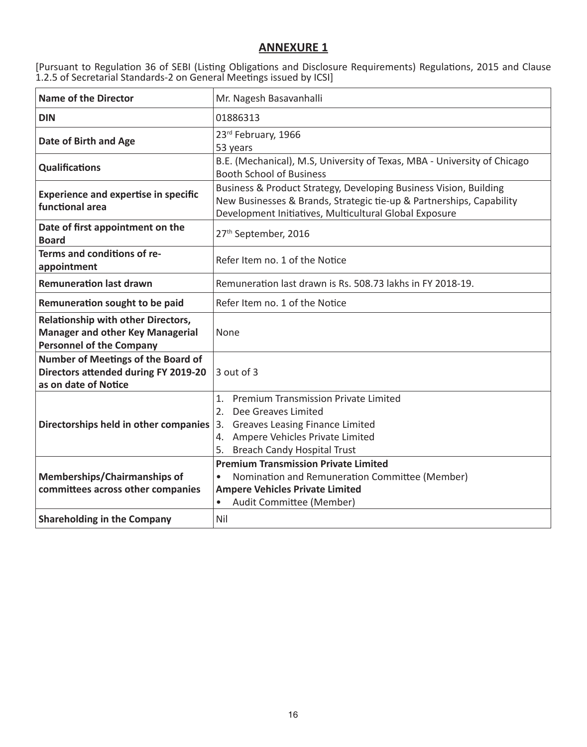# ANNEXURE 1

[Pursuant to Regulation 36 of SEBI (Listing Obligations and Disclosure Requirements) Regulations, 2015 and Clause 1.2.5 of Secretarial Standards-2 on General Meetings issued by ICSI]

| **Name of the Director** | Mr. Nagesh Basavanhalli |
|---|---|
| **DIN** | 01886313 |
| **Date of Birth and Age** | 23rd February, 1966<br>53 years |
| **Qualifications** | B.E. (Mechanical), M.S, University of Texas, MBA - University of Chicago Booth School of Business |
| **Experience and expertise in specific functional area** | Business & Product Strategy, Developing Business Vision, Building New Businesses & Brands, Strategic tie-up & Partnerships, Capability Development Initiatives, Multicultural Global Exposure |
| **Date of first appointment on the Board** | 27th September, 2016 |
| **Terms and conditions of re-appointment** | Refer Item no. 1 of the Notice |
| **Remuneration last drawn** | Remuneration last drawn is Rs. 508.73 lakhs in FY 2018-19. |
| **Remuneration sought to be paid** | Refer Item no. 1 of the Notice |
| **Relationship with other Directors, Manager and other Key Managerial Personnel of the Company** | None |
| **Number of Meetings of the Board of Directors attended during FY 2019-20 as on date of Notice** | 3 out of 3 |
| **Directorships held in other companies** | 1. Premium Transmission Private Limited<br>2. Dee Greaves Limited<br>3. Greaves Leasing Finance Limited<br>4. Ampere Vehicles Private Limited<br>5. Breach Candy Hospital Trust |
| **Memberships/Chairmanships of committees across other companies** | **Premium Transmission Private Limited**<br>• Nomination and Remuneration Committee (Member)<br>**Ampere Vehicles Private Limited**<br>• Audit Committee (Member) |
| **Shareholding in the Company** | Nil |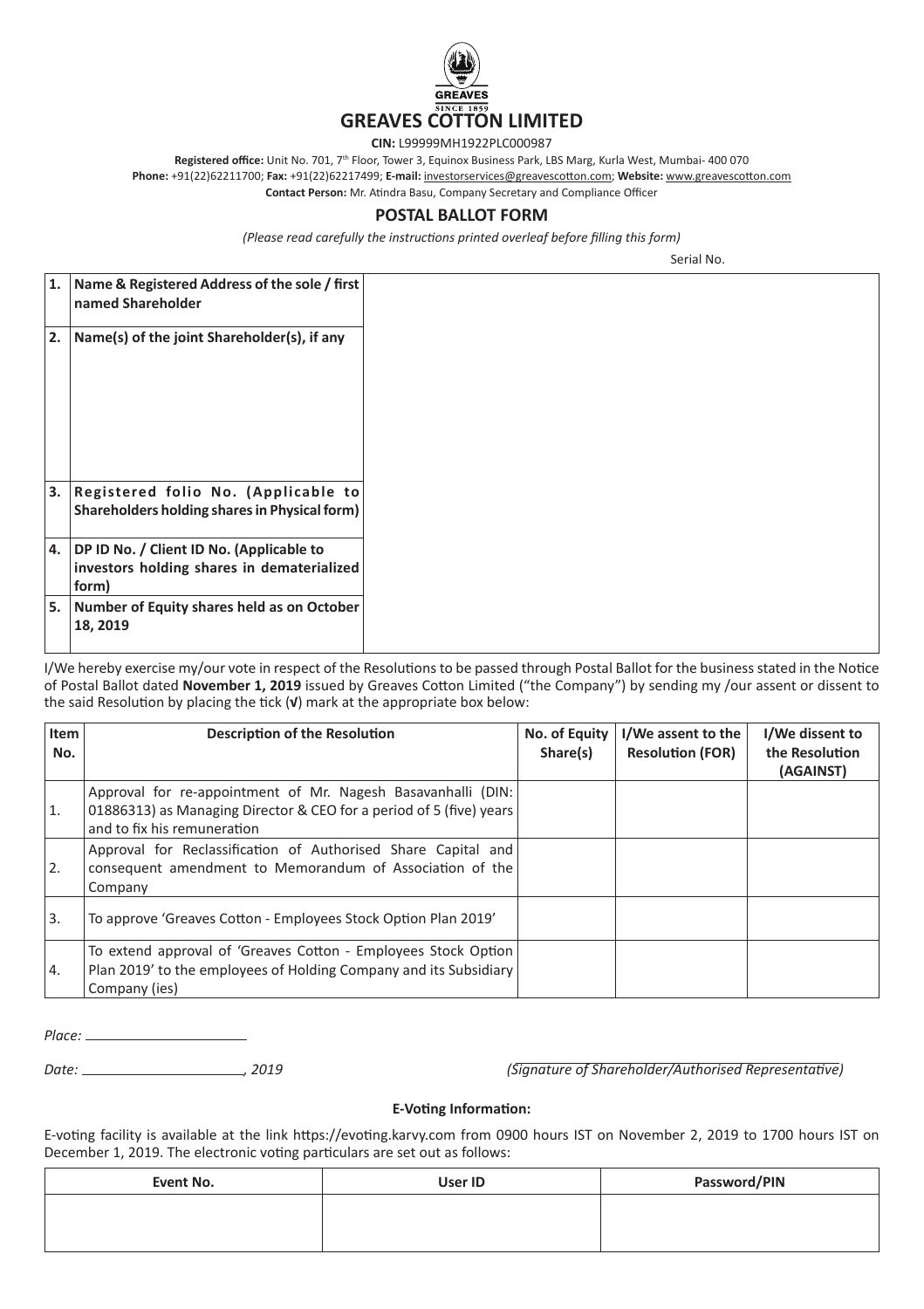# GREAVES COTTON LIMITED

**CIN:** L99999MH1922PLC000987

**Registered office:** Unit No. 701, 7th Floor, Tower 3, Equinox Business Park, LBS Marg, Kurla West, Mumbai- 400 070

**Phone:** +91(22)62211700; **Fax:** +91(22)62217499; **E-mail:** investorservices@greavescotton.com; **Website:** www.greavescotton.com

**Contact Person:** Mr. Atindra Basu, Company Secretary and Compliance Officer

## POSTAL BALLOT FORM

*(Please read carefully the instructions printed overleaf before filling this form)*

Serial No.

| | | |
|---|---|---|
| 1. | **Name & Registered Address of the sole / first named Shareholder** | |
| 2. | **Name(s) of the joint Shareholder(s), if any** | |
| 3. | **Registered folio No. (Applicable to Shareholders holding shares in Physical form)** | |
| 4. | **DP ID No. / Client ID No. (Applicable to investors holding shares in dematerialized form)** | |
| 5. | **Number of Equity shares held as on October 18, 2019** | |

I/We hereby exercise my/our vote in respect of the Resolutions to be passed through Postal Ballot for the business stated in the Notice of Postal Ballot dated **November 1, 2019** issued by Greaves Cotton Limited ("the Company") by sending my /our assent or dissent to the said Resolution by placing the tick (**√**) mark at the appropriate box below:

| Item No. | Description of the Resolution | No. of Equity Share(s) | I/We assent to the Resolution (FOR) | I/We dissent to the Resolution (AGAINST) |
|---|---|---|---|---|
| 1. | Approval for re-appointment of Mr. Nagesh Basavanhalli (DIN: 01886313) as Managing Director & CEO for a period of 5 (five) years and to fix his remuneration | | | |
| 2. | Approval for Reclassification of Authorised Share Capital and consequent amendment to Memorandum of Association of the Company | | | |
| 3. | To approve 'Greaves Cotton - Employees Stock Option Plan 2019' | | | |
| 4. | To extend approval of 'Greaves Cotton - Employees Stock Option Plan 2019' to the employees of Holding Company and its Subsidiary Company (ies) | | | |

*Place:* ____________________

*Date:* ____________________*, 2019*

*(Signature of Shareholder/Authorised Representative)*

**E-Voting Information:**

E-voting facility is available at the link https://evoting.karvy.com from 0900 hours IST on November 2, 2019 to 1700 hours IST on December 1, 2019. The electronic voting particulars are set out as follows:

| Event No. | User ID | Password/PIN |
|---|---|---|
| | | |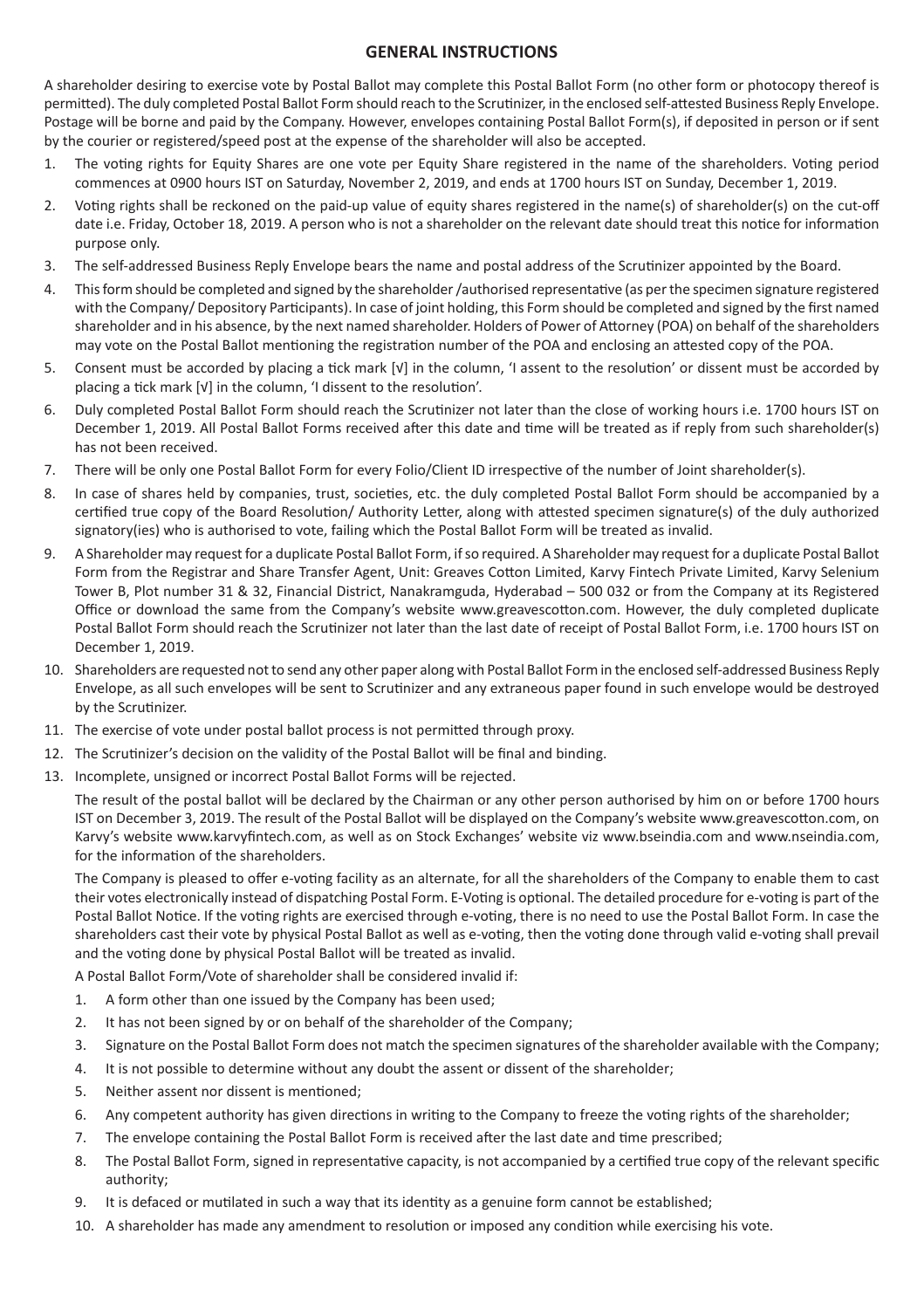## GENERAL INSTRUCTIONS

A shareholder desiring to exercise vote by Postal Ballot may complete this Postal Ballot Form (no other form or photocopy thereof is permitted). The duly completed Postal Ballot Form should reach to the Scrutinizer, in the enclosed self-attested Business Reply Envelope. Postage will be borne and paid by the Company. However, envelopes containing Postal Ballot Form(s), if deposited in person or if sent by the courier or registered/speed post at the expense of the shareholder will also be accepted.

1. The voting rights for Equity Shares are one vote per Equity Share registered in the name of the shareholders. Voting period commences at 0900 hours IST on Saturday, November 2, 2019, and ends at 1700 hours IST on Sunday, December 1, 2019.
2. Voting rights shall be reckoned on the paid-up value of equity shares registered in the name(s) of shareholder(s) on the cut-off date i.e. Friday, October 18, 2019. A person who is not a shareholder on the relevant date should treat this notice for information purpose only.
3. The self-addressed Business Reply Envelope bears the name and postal address of the Scrutinizer appointed by the Board.
4. This form should be completed and signed by the shareholder /authorised representative (as per the specimen signature registered with the Company/ Depository Participants). In case of joint holding, this Form should be completed and signed by the first named shareholder and in his absence, by the next named shareholder. Holders of Power of Attorney (POA) on behalf of the shareholders may vote on the Postal Ballot mentioning the registration number of the POA and enclosing an attested copy of the POA.
5. Consent must be accorded by placing a tick mark [√] in the column, 'I assent to the resolution' or dissent must be accorded by placing a tick mark [√] in the column, 'I dissent to the resolution'.
6. Duly completed Postal Ballot Form should reach the Scrutinizer not later than the close of working hours i.e. 1700 hours IST on December 1, 2019. All Postal Ballot Forms received after this date and time will be treated as if reply from such shareholder(s) has not been received.
7. There will be only one Postal Ballot Form for every Folio/Client ID irrespective of the number of Joint shareholder(s).
8. In case of shares held by companies, trust, societies, etc. the duly completed Postal Ballot Form should be accompanied by a certified true copy of the Board Resolution/ Authority Letter, along with attested specimen signature(s) of the duly authorized signatory(ies) who is authorised to vote, failing which the Postal Ballot Form will be treated as invalid.
9. A Shareholder may request for a duplicate Postal Ballot Form, if so required. A Shareholder may request for a duplicate Postal Ballot Form from the Registrar and Share Transfer Agent, Unit: Greaves Cotton Limited, Karvy Fintech Private Limited, Karvy Selenium Tower B, Plot number 31 & 32, Financial District, Nanakramguda, Hyderabad – 500 032 or from the Company at its Registered Office or download the same from the Company's website www.greavescotton.com. However, the duly completed duplicate Postal Ballot Form should reach the Scrutinizer not later than the last date of receipt of Postal Ballot Form, i.e. 1700 hours IST on December 1, 2019.
10. Shareholders are requested not to send any other paper along with Postal Ballot Form in the enclosed self-addressed Business Reply Envelope, as all such envelopes will be sent to Scrutinizer and any extraneous paper found in such envelope would be destroyed by the Scrutinizer.
11. The exercise of vote under postal ballot process is not permitted through proxy.
12. The Scrutinizer's decision on the validity of the Postal Ballot will be final and binding.
13. Incomplete, unsigned or incorrect Postal Ballot Forms will be rejected.

The result of the postal ballot will be declared by the Chairman or any other person authorised by him on or before 1700 hours IST on December 3, 2019. The result of the Postal Ballot will be displayed on the Company's website www.greavescotton.com, on Karvy's website www.karvyfintech.com, as well as on Stock Exchanges' website viz www.bseindia.com and www.nseindia.com, for the information of the shareholders.

The Company is pleased to offer e-voting facility as an alternate, for all the shareholders of the Company to enable them to cast their votes electronically instead of dispatching Postal Form. E-Voting is optional. The detailed procedure for e-voting is part of the Postal Ballot Notice. If the voting rights are exercised through e-voting, there is no need to use the Postal Ballot Form. In case the shareholders cast their vote by physical Postal Ballot as well as e-voting, then the voting done through valid e-voting shall prevail and the voting done by physical Postal Ballot will be treated as invalid.

A Postal Ballot Form/Vote of shareholder shall be considered invalid if:

1. A form other than one issued by the Company has been used;
2. It has not been signed by or on behalf of the shareholder of the Company;
3. Signature on the Postal Ballot Form does not match the specimen signatures of the shareholder available with the Company;
4. It is not possible to determine without any doubt the assent or dissent of the shareholder;
5. Neither assent nor dissent is mentioned;
6. Any competent authority has given directions in writing to the Company to freeze the voting rights of the shareholder;
7. The envelope containing the Postal Ballot Form is received after the last date and time prescribed;
8. The Postal Ballot Form, signed in representative capacity, is not accompanied by a certified true copy of the relevant specific authority;
9. It is defaced or mutilated in such a way that its identity as a genuine form cannot be established;
10. A shareholder has made any amendment to resolution or imposed any condition while exercising his vote.